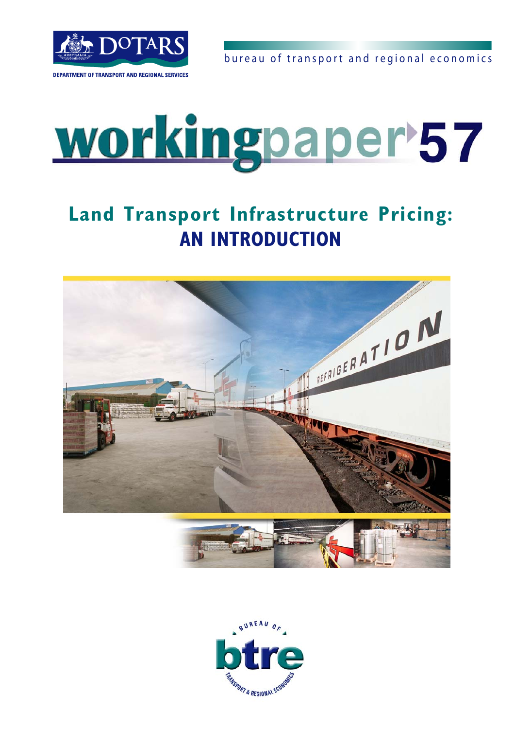DOTARS

DEPARTMENT OF TRANSPORT AND REGIONAL SERVICES

bureau of transport and regional economics

# workingpaper 57

## Land Transport Infrastructure Pricing: AN INTRODUCTION

BUREAU OF btre TRANSPORT & REGIONAL ECONOMICS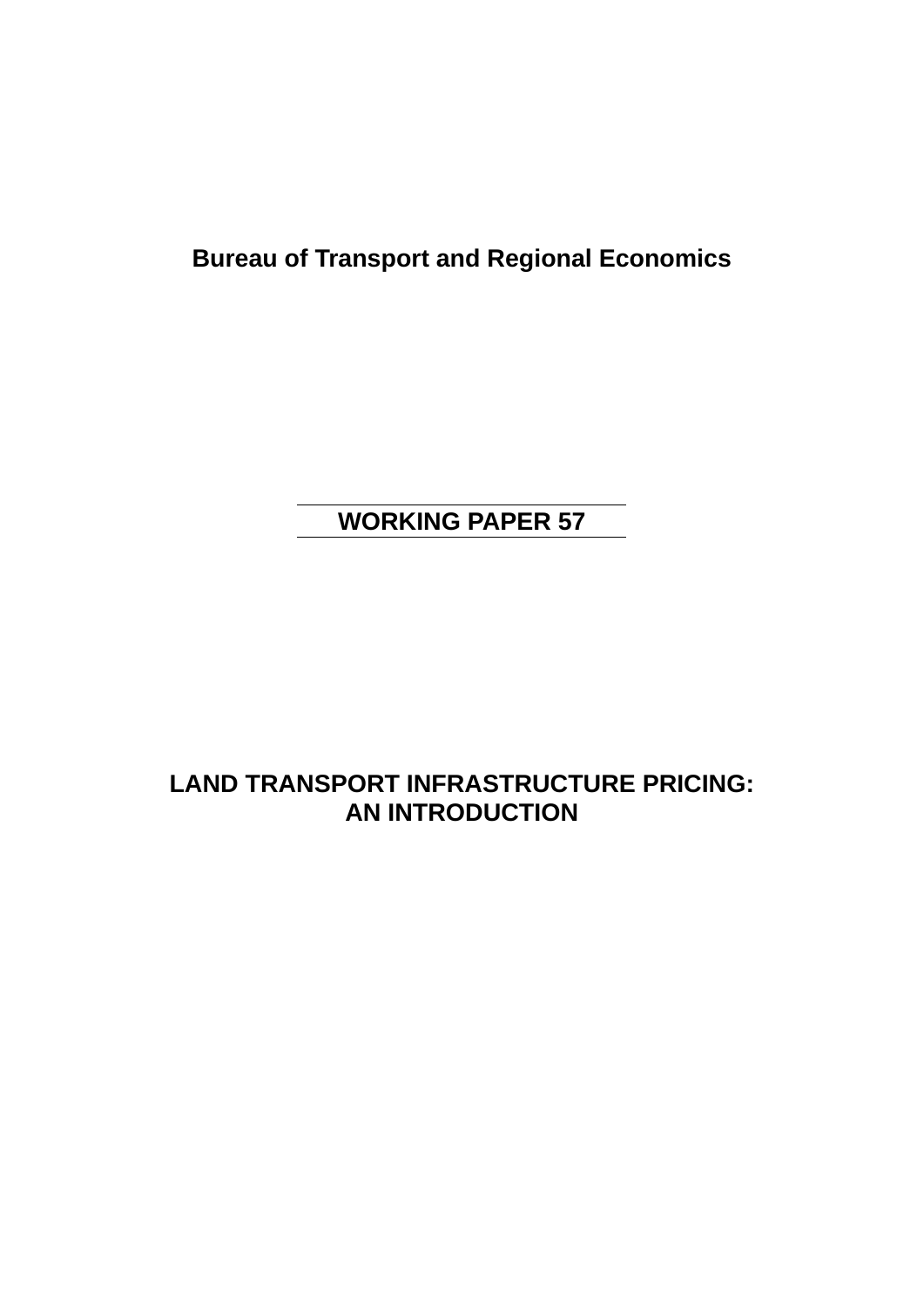**Bureau of Transport and Regional Economics**

**WORKING PAPER 57**

# LAND TRANSPORT INFRASTRUCTURE PRICING: AN INTRODUCTION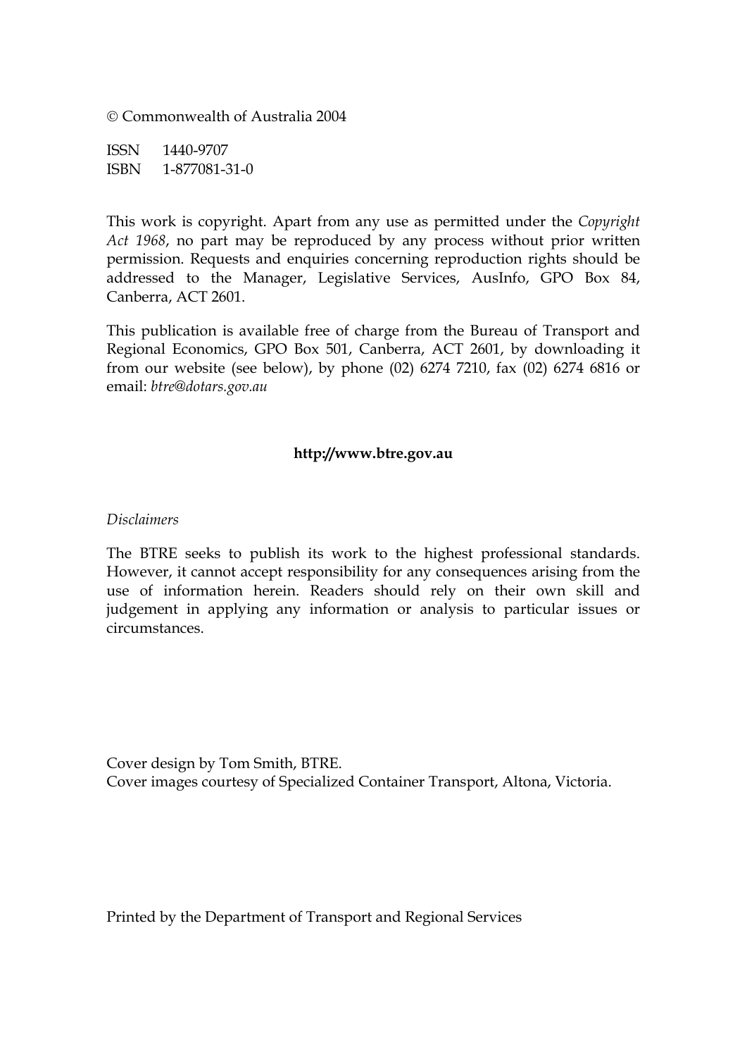© Commonwealth of Australia 2004

ISSN 1440-9707
ISBN 1-877081-31-0

This work is copyright. Apart from any use as permitted under the *Copyright Act 1968*, no part may be reproduced by any process without prior written permission. Requests and enquiries concerning reproduction rights should be addressed to the Manager, Legislative Services, AusInfo, GPO Box 84, Canberra, ACT 2601.

This publication is available free of charge from the Bureau of Transport and Regional Economics, GPO Box 501, Canberra, ACT 2601, by downloading it from our website (see below), by phone (02) 6274 7210, fax (02) 6274 6816 or email: *btre@dotars.gov.au*

**http://www.btre.gov.au**

*Disclaimers*

The BTRE seeks to publish its work to the highest professional standards. However, it cannot accept responsibility for any consequences arising from the use of information herein. Readers should rely on their own skill and judgement in applying any information or analysis to particular issues or circumstances.

Cover design by Tom Smith, BTRE.
Cover images courtesy of Specialized Container Transport, Altona, Victoria.

Printed by the Department of Transport and Regional Services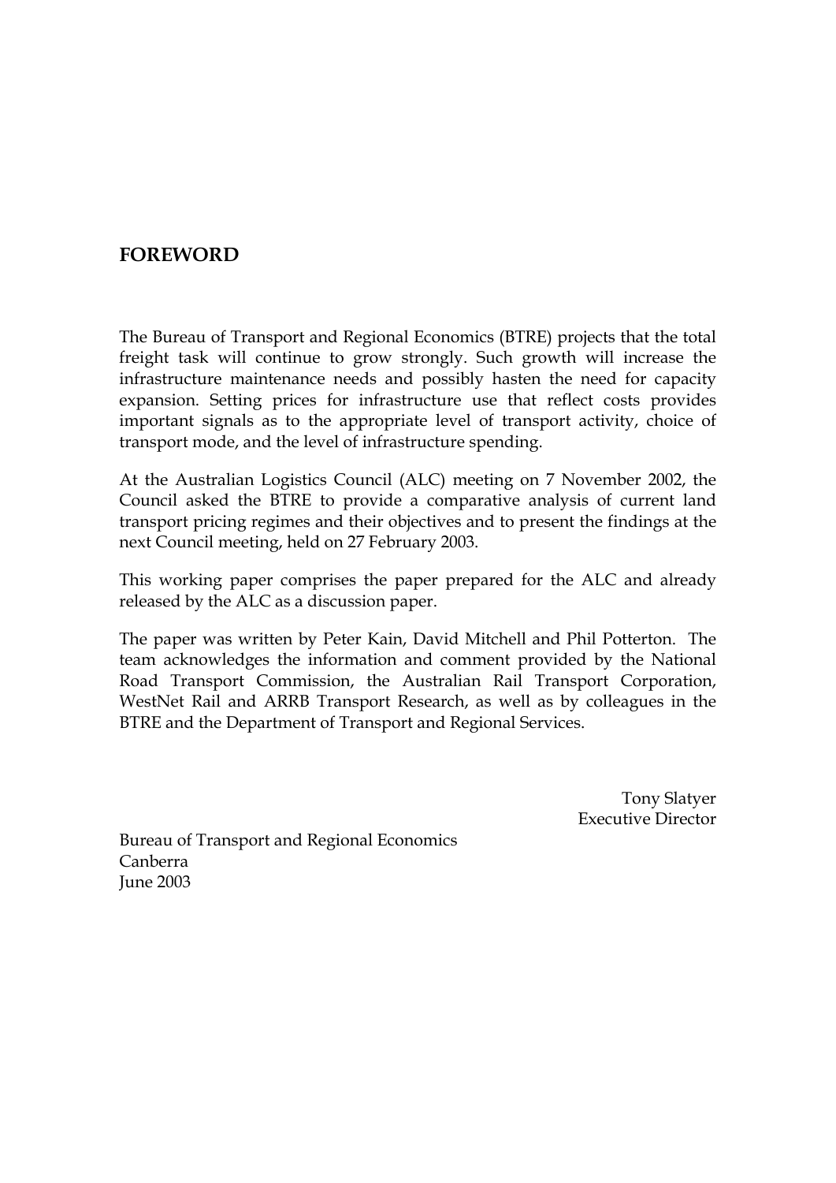## FOREWORD

The Bureau of Transport and Regional Economics (BTRE) projects that the total freight task will continue to grow strongly. Such growth will increase the infrastructure maintenance needs and possibly hasten the need for capacity expansion. Setting prices for infrastructure use that reflect costs provides important signals as to the appropriate level of transport activity, choice of transport mode, and the level of infrastructure spending.

At the Australian Logistics Council (ALC) meeting on 7 November 2002, the Council asked the BTRE to provide a comparative analysis of current land transport pricing regimes and their objectives and to present the findings at the next Council meeting, held on 27 February 2003.

This working paper comprises the paper prepared for the ALC and already released by the ALC as a discussion paper.

The paper was written by Peter Kain, David Mitchell and Phil Potterton. The team acknowledges the information and comment provided by the National Road Transport Commission, the Australian Rail Transport Corporation, WestNet Rail and ARRB Transport Research, as well as by colleagues in the BTRE and the Department of Transport and Regional Services.

Tony Slatyer
Executive Director

Bureau of Transport and Regional Economics
Canberra
June 2003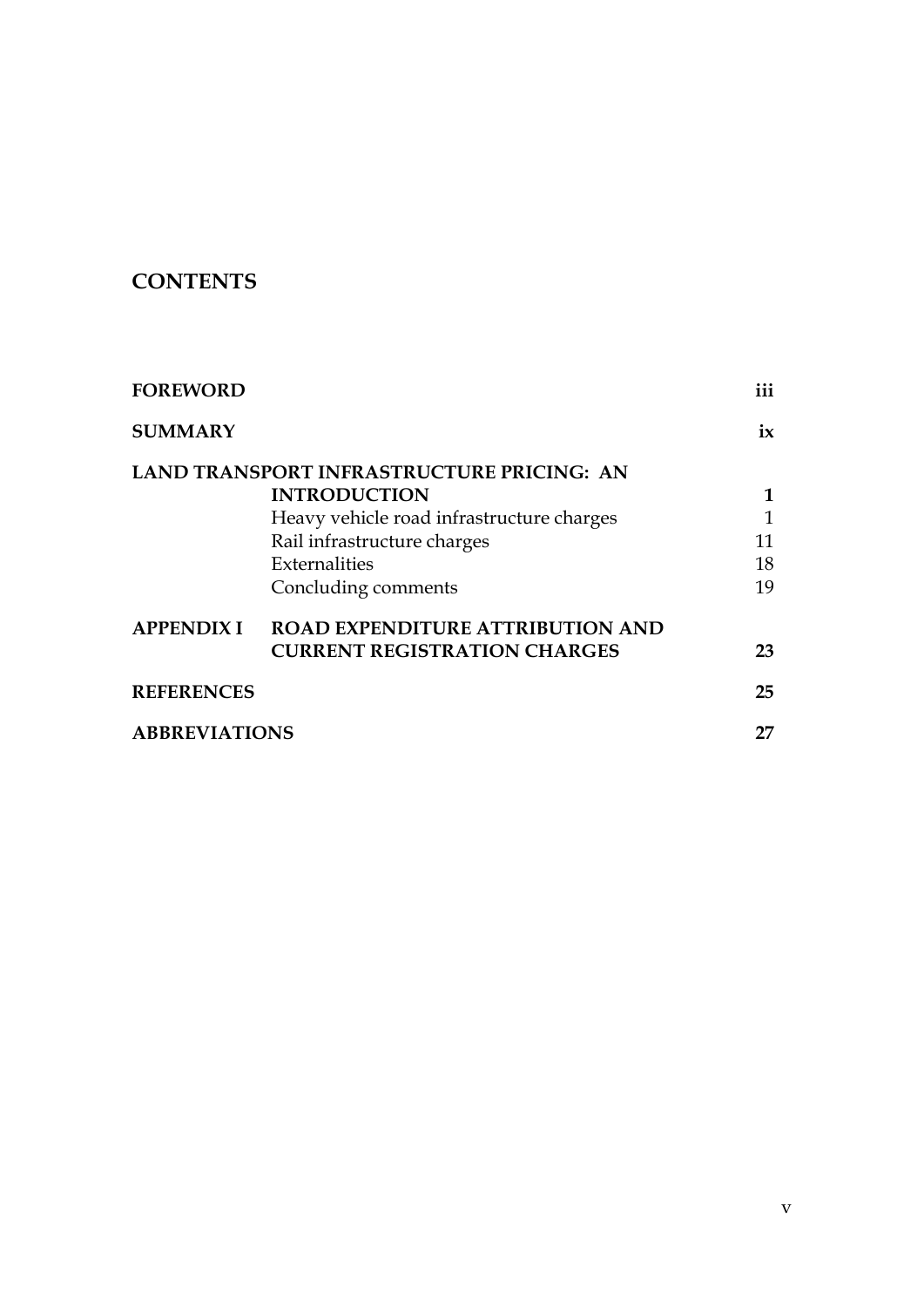# CONTENTS

| | | |
|---|---|---|
| **FOREWORD** | | **iii** |
| **SUMMARY** | | **ix** |
| **LAND TRANSPORT INFRASTRUCTURE PRICING: AN INTRODUCTION** | | **1** |
| | Heavy vehicle road infrastructure charges | 1 |
| | Rail infrastructure charges | 11 |
| | Externalities | 18 |
| | Concluding comments | 19 |
| **APPENDIX I** | **ROAD EXPENDITURE ATTRIBUTION AND CURRENT REGISTRATION CHARGES** | **23** |
| **REFERENCES** | | **25** |
| **ABBREVIATIONS** | | **27** |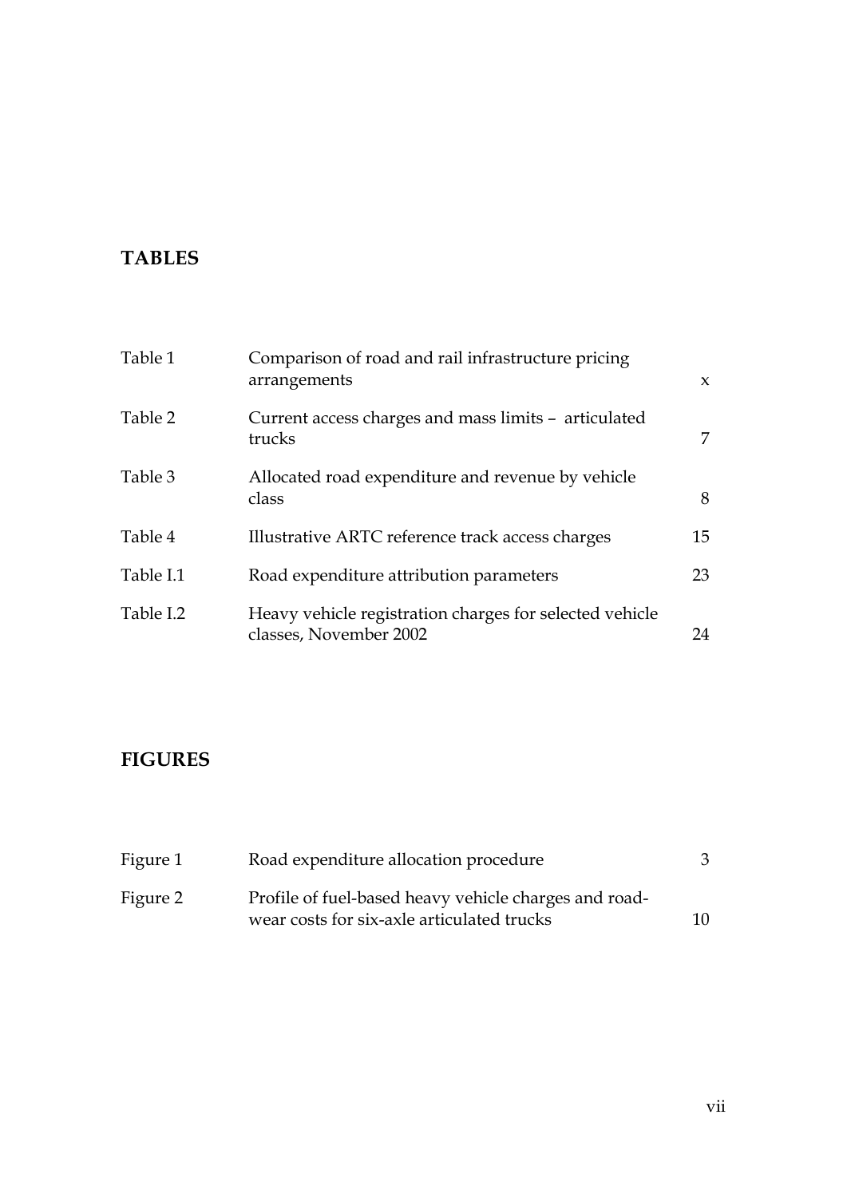## TABLES

| | | |
|---|---|---|
| Table 1 | Comparison of road and rail infrastructure pricing arrangements | x |
| Table 2 | Current access charges and mass limits – articulated trucks | 7 |
| Table 3 | Allocated road expenditure and revenue by vehicle class | 8 |
| Table 4 | Illustrative ARTC reference track access charges | 15 |
| Table I.1 | Road expenditure attribution parameters | 23 |
| Table I.2 | Heavy vehicle registration charges for selected vehicle classes, November 2002 | 24 |

## FIGURES

| | | |
|---|---|---|
| Figure 1 | Road expenditure allocation procedure | 3 |
| Figure 2 | Profile of fuel-based heavy vehicle charges and road-wear costs for six-axle articulated trucks | 10 |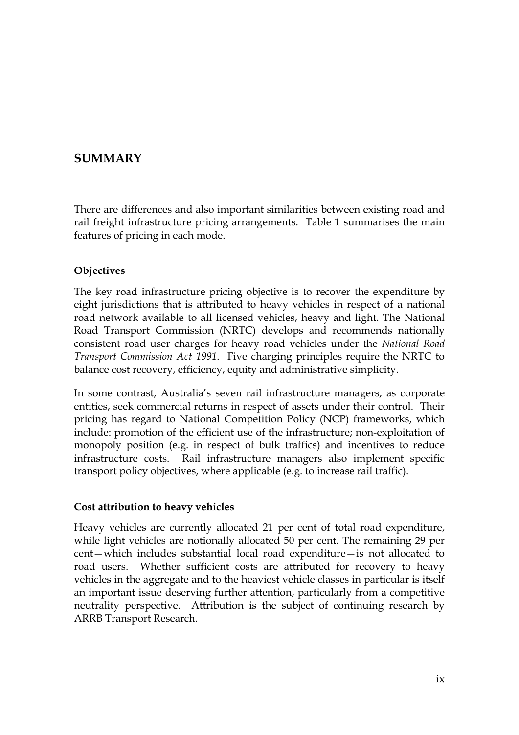# SUMMARY

There are differences and also important similarities between existing road and rail freight infrastructure pricing arrangements. Table 1 summarises the main features of pricing in each mode.

### Objectives

The key road infrastructure pricing objective is to recover the expenditure by eight jurisdictions that is attributed to heavy vehicles in respect of a national road network available to all licensed vehicles, heavy and light. The National Road Transport Commission (NRTC) develops and recommends nationally consistent road user charges for heavy road vehicles under the *National Road Transport Commission Act 1991*. Five charging principles require the NRTC to balance cost recovery, efficiency, equity and administrative simplicity.

In some contrast, Australia's seven rail infrastructure managers, as corporate entities, seek commercial returns in respect of assets under their control. Their pricing has regard to National Competition Policy (NCP) frameworks, which include: promotion of the efficient use of the infrastructure; non-exploitation of monopoly position (e.g. in respect of bulk traffics) and incentives to reduce infrastructure costs. Rail infrastructure managers also implement specific transport policy objectives, where applicable (e.g. to increase rail traffic).

### Cost attribution to heavy vehicles

Heavy vehicles are currently allocated 21 per cent of total road expenditure, while light vehicles are notionally allocated 50 per cent. The remaining 29 per cent—which includes substantial local road expenditure—is not allocated to road users. Whether sufficient costs are attributed for recovery to heavy vehicles in the aggregate and to the heaviest vehicle classes in particular is itself an important issue deserving further attention, particularly from a competitive neutrality perspective. Attribution is the subject of continuing research by ARRB Transport Research.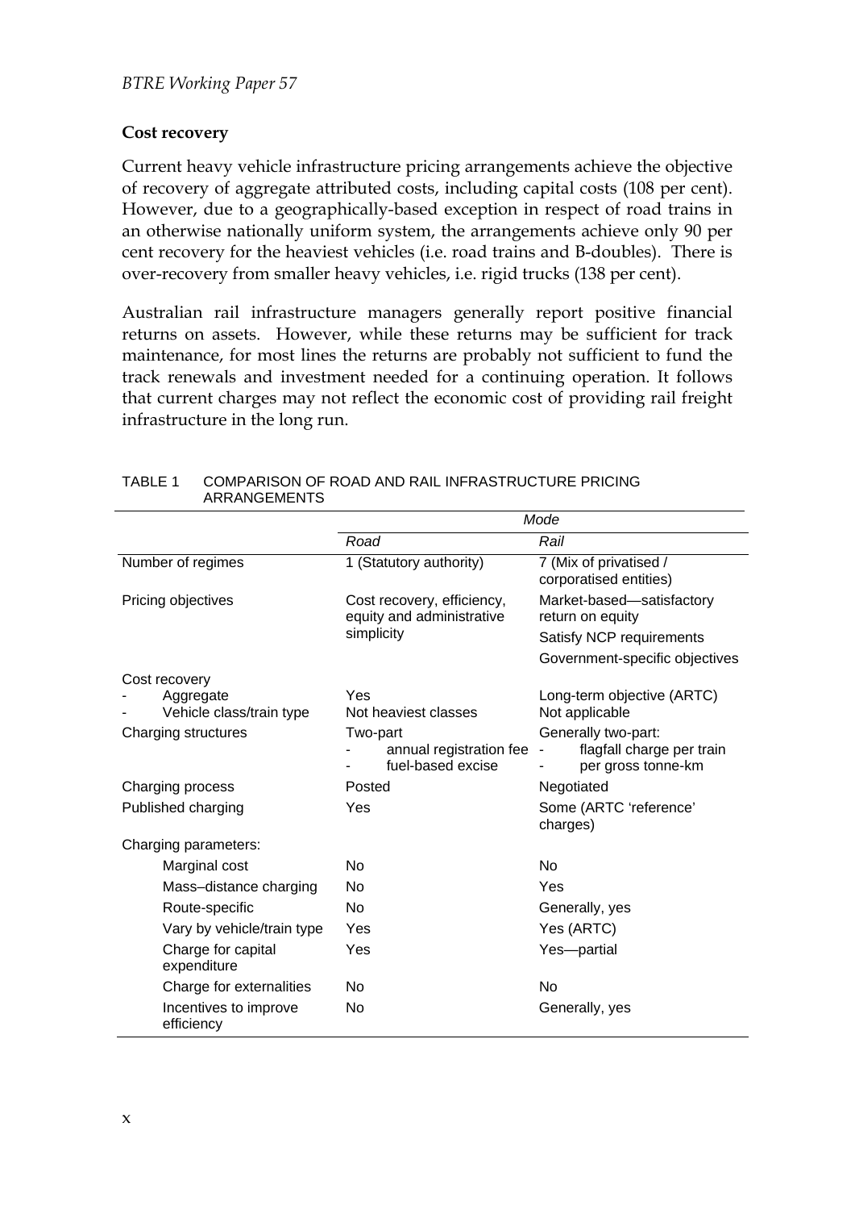**Cost recovery**

Current heavy vehicle infrastructure pricing arrangements achieve the objective of recovery of aggregate attributed costs, including capital costs (108 per cent). However, due to a geographically-based exception in respect of road trains in an otherwise nationally uniform system, the arrangements achieve only 90 per cent recovery for the heaviest vehicles (i.e. road trains and B-doubles). There is over-recovery from smaller heavy vehicles, i.e. rigid trucks (138 per cent).

Australian rail infrastructure managers generally report positive financial returns on assets. However, while these returns may be sufficient for track maintenance, for most lines the returns are probably not sufficient to fund the track renewals and investment needed for a continuing operation. It follows that current charges may not reflect the economic cost of providing rail freight infrastructure in the long run.

TABLE 1 COMPARISON OF ROAD AND RAIL INFRASTRUCTURE PRICING ARRANGEMENTS

| | *Mode* | |
|---|---|---|
| | *Road* | *Rail* |
| Number of regimes | 1 (Statutory authority) | 7 (Mix of privatised / corporatised entities) |
| Pricing objectives | Cost recovery, efficiency, equity and administrative simplicity | Market-based—satisfactory return on equity<br>Satisfy NCP requirements<br>Government-specific objectives |
| Cost recovery | | |
| - Aggregate | Yes | Long-term objective (ARTC) |
| - Vehicle class/train type | Not heaviest classes | Not applicable |
| Charging structures | Two-part<br>- annual registration fee<br>- fuel-based excise | Generally two-part:<br>- flagfall charge per train<br>- per gross tonne-km |
| Charging process | Posted | Negotiated |
| Published charging | Yes | Some (ARTC 'reference' charges) |
| Charging parameters: | | |
| Marginal cost | No | No |
| Mass–distance charging | No | Yes |
| Route-specific | No | Generally, yes |
| Vary by vehicle/train type | Yes | Yes (ARTC) |
| Charge for capital expenditure | Yes | Yes—partial |
| Charge for externalities | No | No |
| Incentives to improve efficiency | No | Generally, yes |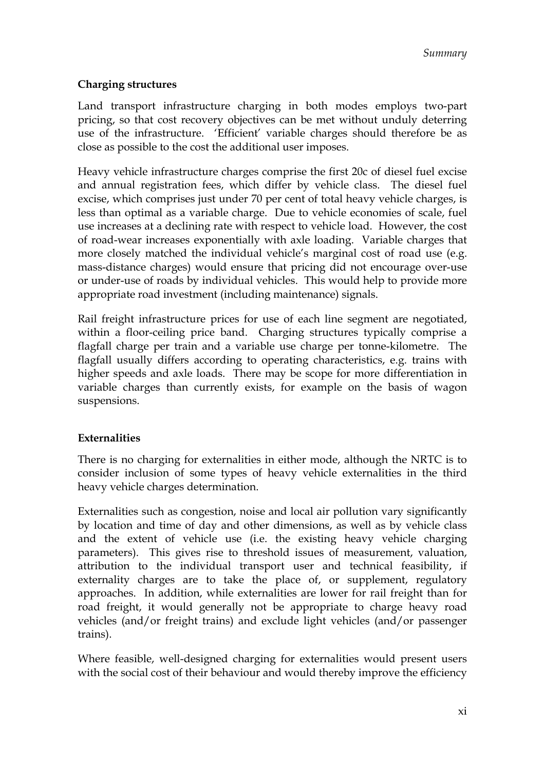**Charging structures**

Land transport infrastructure charging in both modes employs two-part pricing, so that cost recovery objectives can be met without unduly deterring use of the infrastructure. 'Efficient' variable charges should therefore be as close as possible to the cost the additional user imposes.

Heavy vehicle infrastructure charges comprise the first 20c of diesel fuel excise and annual registration fees, which differ by vehicle class. The diesel fuel excise, which comprises just under 70 per cent of total heavy vehicle charges, is less than optimal as a variable charge. Due to vehicle economies of scale, fuel use increases at a declining rate with respect to vehicle load. However, the cost of road-wear increases exponentially with axle loading. Variable charges that more closely matched the individual vehicle's marginal cost of road use (e.g. mass-distance charges) would ensure that pricing did not encourage over-use or under-use of roads by individual vehicles. This would help to provide more appropriate road investment (including maintenance) signals.

Rail freight infrastructure prices for use of each line segment are negotiated, within a floor-ceiling price band. Charging structures typically comprise a flagfall charge per train and a variable use charge per tonne-kilometre. The flagfall usually differs according to operating characteristics, e.g. trains with higher speeds and axle loads. There may be scope for more differentiation in variable charges than currently exists, for example on the basis of wagon suspensions.

**Externalities**

There is no charging for externalities in either mode, although the NRTC is to consider inclusion of some types of heavy vehicle externalities in the third heavy vehicle charges determination.

Externalities such as congestion, noise and local air pollution vary significantly by location and time of day and other dimensions, as well as by vehicle class and the extent of vehicle use (i.e. the existing heavy vehicle charging parameters). This gives rise to threshold issues of measurement, valuation, attribution to the individual transport user and technical feasibility, if externality charges are to take the place of, or supplement, regulatory approaches. In addition, while externalities are lower for rail freight than for road freight, it would generally not be appropriate to charge heavy road vehicles (and/or freight trains) and exclude light vehicles (and/or passenger trains).

Where feasible, well-designed charging for externalities would present users with the social cost of their behaviour and would thereby improve the efficiency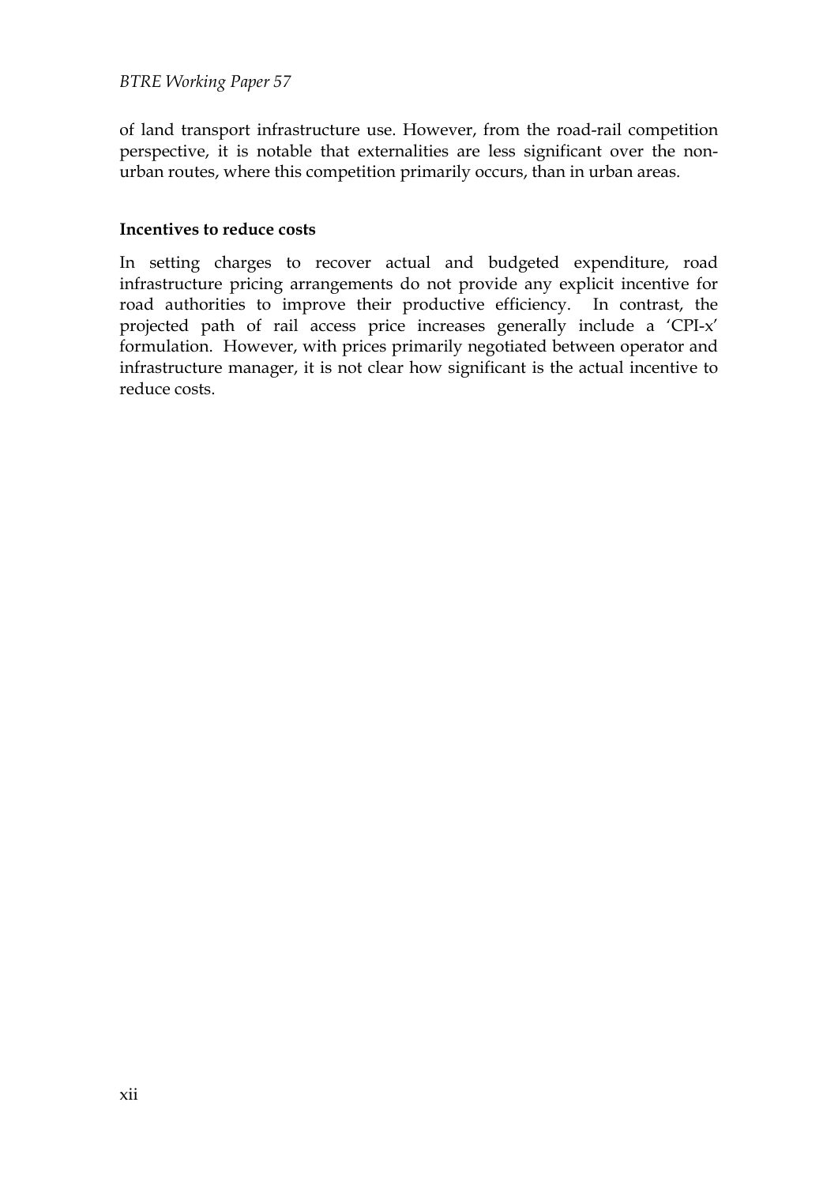of land transport infrastructure use. However, from the road-rail competition perspective, it is notable that externalities are less significant over the non-urban routes, where this competition primarily occurs, than in urban areas.

**Incentives to reduce costs**

In setting charges to recover actual and budgeted expenditure, road infrastructure pricing arrangements do not provide any explicit incentive for road authorities to improve their productive efficiency. In contrast, the projected path of rail access price increases generally include a 'CPI-x' formulation. However, with prices primarily negotiated between operator and infrastructure manager, it is not clear how significant is the actual incentive to reduce costs.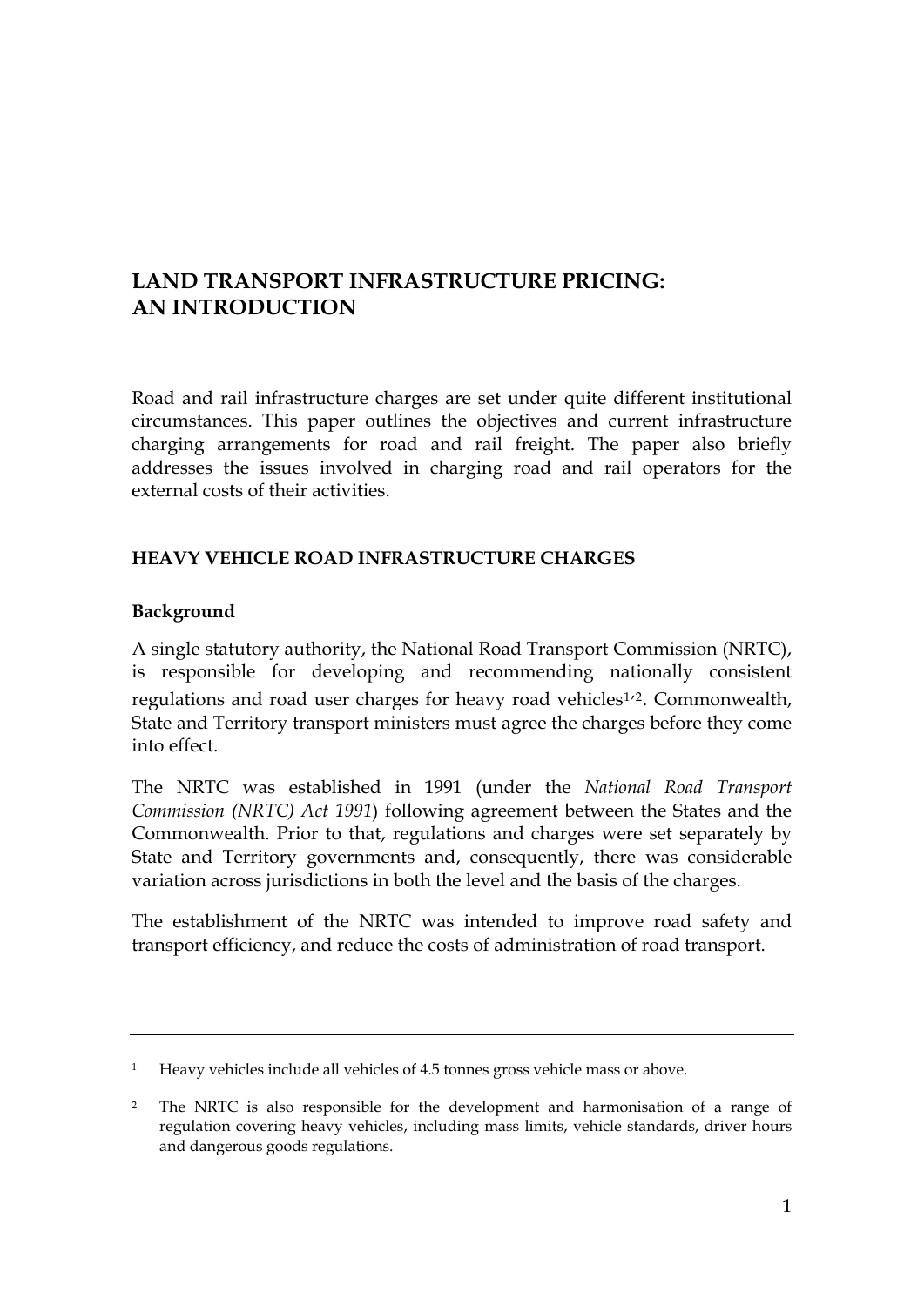# LAND TRANSPORT INFRASTRUCTURE PRICING: AN INTRODUCTION

Road and rail infrastructure charges are set under quite different institutional circumstances. This paper outlines the objectives and current infrastructure charging arrangements for road and rail freight. The paper also briefly addresses the issues involved in charging road and rail operators for the external costs of their activities.

## HEAVY VEHICLE ROAD INFRASTRUCTURE CHARGES

### Background

A single statutory authority, the National Road Transport Commission (NRTC), is responsible for developing and recommending nationally consistent regulations and road user charges for heavy road vehicles[1,2]. Commonwealth, State and Territory transport ministers must agree the charges before they come into effect.

The NRTC was established in 1991 (under the *National Road Transport Commission (NRTC) Act 1991*) following agreement between the States and the Commonwealth. Prior to that, regulations and charges were set separately by State and Territory governments and, consequently, there was considerable variation across jurisdictions in both the level and the basis of the charges.

The establishment of the NRTC was intended to improve road safety and transport efficiency, and reduce the costs of administration of road transport.

---

[1] Heavy vehicles include all vehicles of 4.5 tonnes gross vehicle mass or above.

[2] The NRTC is also responsible for the development and harmonisation of a range of regulation covering heavy vehicles, including mass limits, vehicle standards, driver hours and dangerous goods regulations.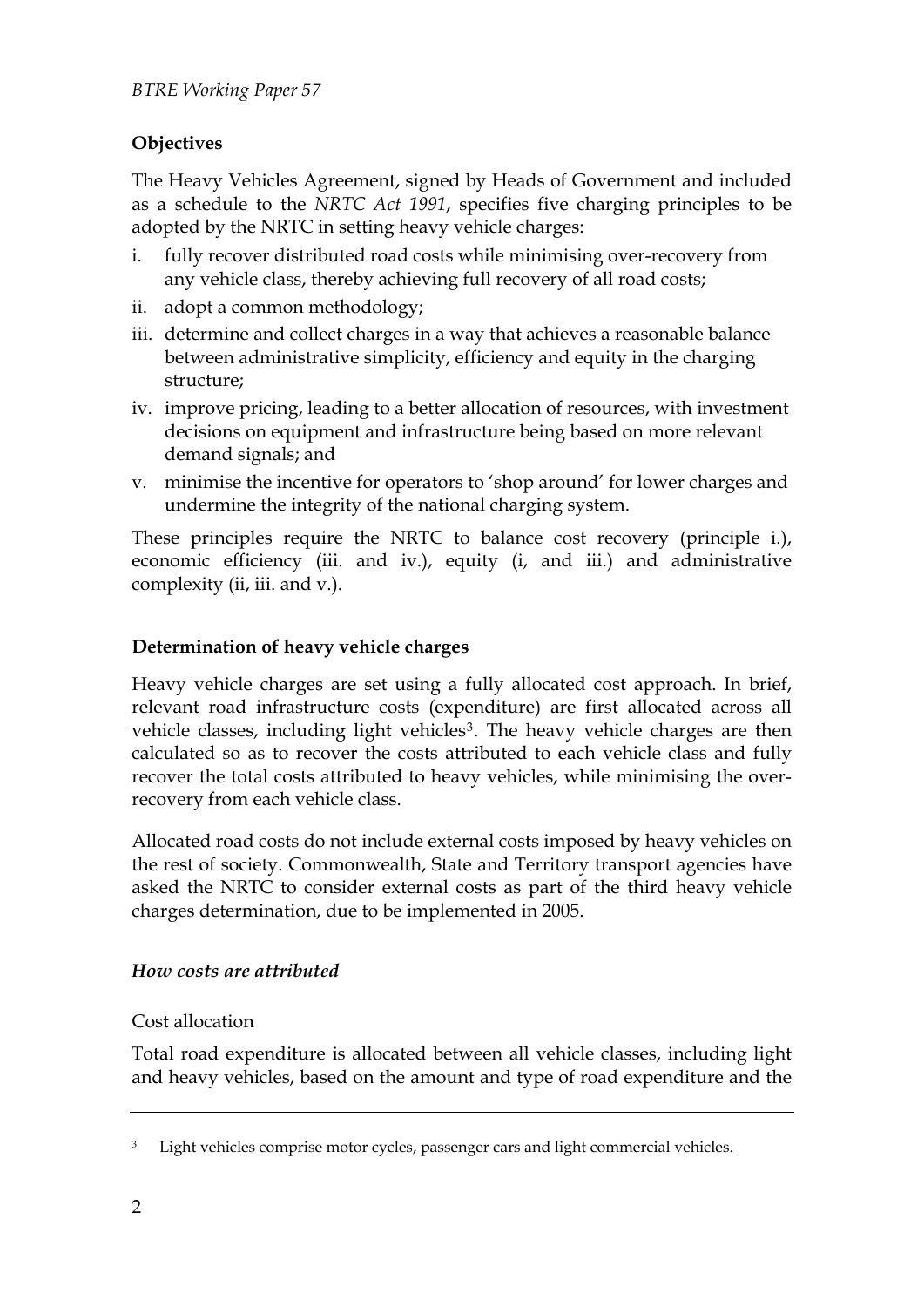## Objectives

The Heavy Vehicles Agreement, signed by Heads of Government and included as a schedule to the *NRTC Act 1991*, specifies five charging principles to be adopted by the NRTC in setting heavy vehicle charges:

i. fully recover distributed road costs while minimising over-recovery from any vehicle class, thereby achieving full recovery of all road costs;
ii. adopt a common methodology;
iii. determine and collect charges in a way that achieves a reasonable balance between administrative simplicity, efficiency and equity in the charging structure;
iv. improve pricing, leading to a better allocation of resources, with investment decisions on equipment and infrastructure being based on more relevant demand signals; and
v. minimise the incentive for operators to 'shop around' for lower charges and undermine the integrity of the national charging system.

These principles require the NRTC to balance cost recovery (principle i.), economic efficiency (iii. and iv.), equity (i, and iii.) and administrative complexity (ii, iii. and v.).

## Determination of heavy vehicle charges

Heavy vehicle charges are set using a fully allocated cost approach. In brief, relevant road infrastructure costs (expenditure) are first allocated across all vehicle classes, including light vehicles[3]. The heavy vehicle charges are then calculated so as to recover the costs attributed to each vehicle class and fully recover the total costs attributed to heavy vehicles, while minimising the over-recovery from each vehicle class.

Allocated road costs do not include external costs imposed by heavy vehicles on the rest of society. Commonwealth, State and Territory transport agencies have asked the NRTC to consider external costs as part of the third heavy vehicle charges determination, due to be implemented in 2005.

### *How costs are attributed*

Cost allocation

Total road expenditure is allocated between all vehicle classes, including light and heavy vehicles, based on the amount and type of road expenditure and the

---

[3] Light vehicles comprise motor cycles, passenger cars and light commercial vehicles.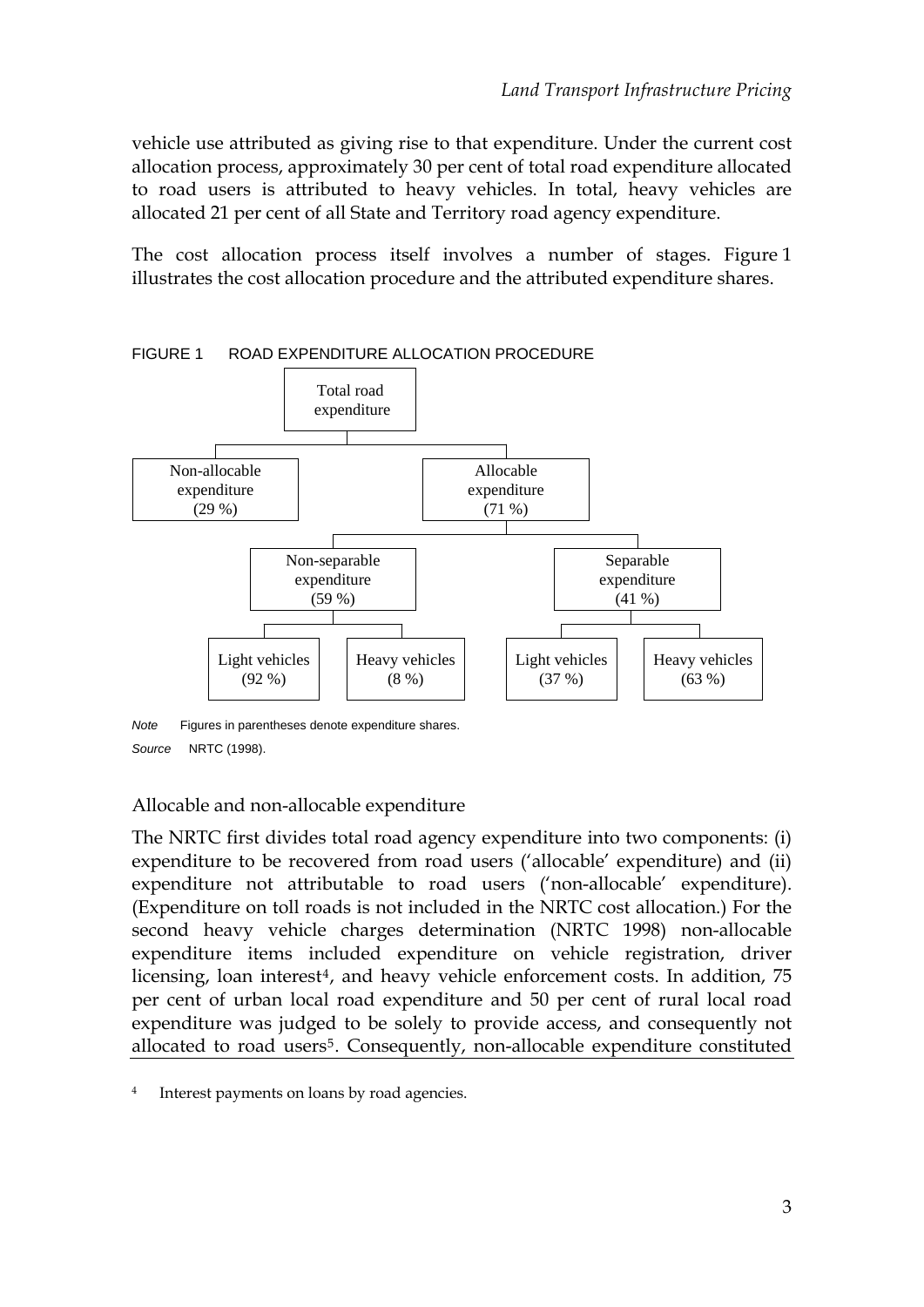vehicle use attributed as giving rise to that expenditure. Under the current cost allocation process, approximately 30 per cent of total road expenditure allocated to road users is attributed to heavy vehicles. In total, heavy vehicles are allocated 21 per cent of all State and Territory road agency expenditure.

The cost allocation process itself involves a number of stages. Figure 1 illustrates the cost allocation procedure and the attributed expenditure shares.

FIGURE 1 ROAD EXPENDITURE ALLOCATION PROCEDURE

- Total road expenditure
  - Non-allocable expenditure (29 %)
  - Allocable expenditure (71 %)
    - Non-separable expenditure (59 %)
      - Light vehicles (92 %)
      - Heavy vehicles (8 %)
    - Separable expenditure (41 %)
      - Light vehicles (37 %)
      - Heavy vehicles (63 %)

*Note* Figures in parentheses denote expenditure shares.

*Source* NRTC (1998).

### Allocable and non-allocable expenditure

The NRTC first divides total road agency expenditure into two components: (i) expenditure to be recovered from road users ('allocable' expenditure) and (ii) expenditure not attributable to road users ('non-allocable' expenditure). (Expenditure on toll roads is not included in the NRTC cost allocation.) For the second heavy vehicle charges determination (NRTC 1998) non-allocable expenditure items included expenditure on vehicle registration, driver licensing, loan interest[4], and heavy vehicle enforcement costs. In addition, 75 per cent of urban local road expenditure and 50 per cent of rural local road expenditure was judged to be solely to provide access, and consequently not allocated to road users[5]. Consequently, non-allocable expenditure constituted

[4] Interest payments on loans by road agencies.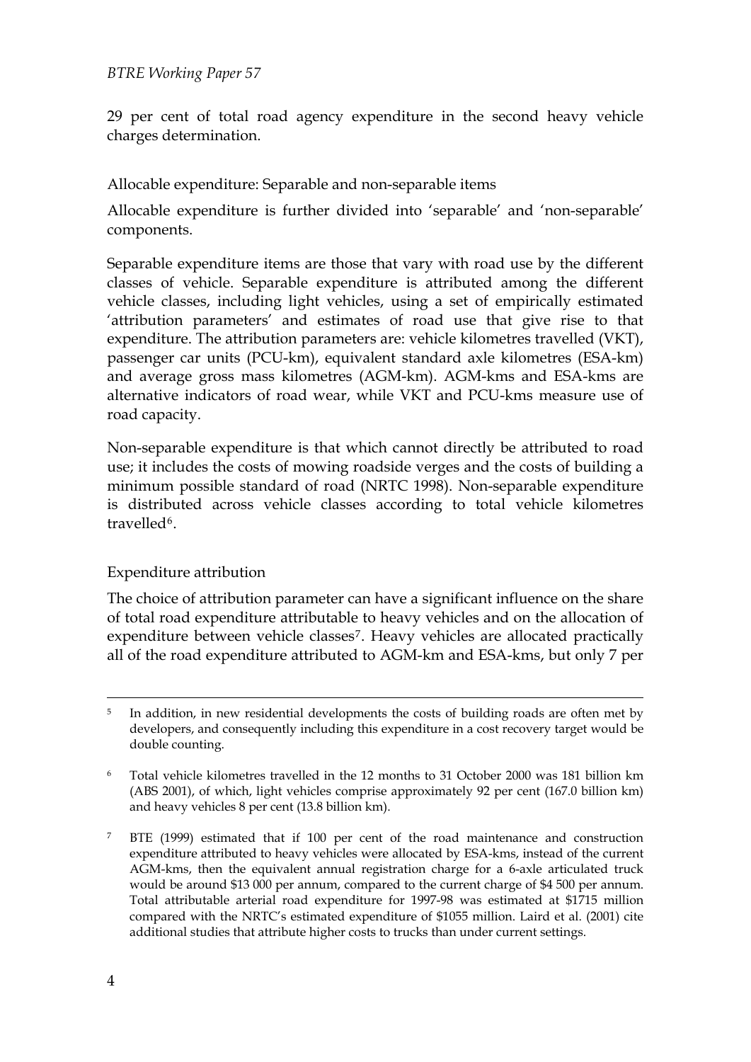29 per cent of total road agency expenditure in the second heavy vehicle charges determination.

Allocable expenditure: Separable and non-separable items

Allocable expenditure is further divided into 'separable' and 'non-separable' components.

Separable expenditure items are those that vary with road use by the different classes of vehicle. Separable expenditure is attributed among the different vehicle classes, including light vehicles, using a set of empirically estimated 'attribution parameters' and estimates of road use that give rise to that expenditure. The attribution parameters are: vehicle kilometres travelled (VKT), passenger car units (PCU-km), equivalent standard axle kilometres (ESA-km) and average gross mass kilometres (AGM-km). AGM-kms and ESA-kms are alternative indicators of road wear, while VKT and PCU-kms measure use of road capacity.

Non-separable expenditure is that which cannot directly be attributed to road use; it includes the costs of mowing roadside verges and the costs of building a minimum possible standard of road (NRTC 1998). Non-separable expenditure is distributed across vehicle classes according to total vehicle kilometres travelled[6].

Expenditure attribution

The choice of attribution parameter can have a significant influence on the share of total road expenditure attributable to heavy vehicles and on the allocation of expenditure between vehicle classes[7]. Heavy vehicles are allocated practically all of the road expenditure attributed to AGM-km and ESA-kms, but only 7 per

---

[5] In addition, in new residential developments the costs of building roads are often met by developers, and consequently including this expenditure in a cost recovery target would be double counting.

[6] Total vehicle kilometres travelled in the 12 months to 31 October 2000 was 181 billion km (ABS 2001), of which, light vehicles comprise approximately 92 per cent (167.0 billion km) and heavy vehicles 8 per cent (13.8 billion km).

[7] BTE (1999) estimated that if 100 per cent of the road maintenance and construction expenditure attributed to heavy vehicles were allocated by ESA-kms, instead of the current AGM-kms, then the equivalent annual registration charge for a 6-axle articulated truck would be around $13 000 per annum, compared to the current charge of $4 500 per annum. Total attributable arterial road expenditure for 1997-98 was estimated at $1715 million compared with the NRTC's estimated expenditure of $1055 million. Laird et al. (2001) cite additional studies that attribute higher costs to trucks than under current settings.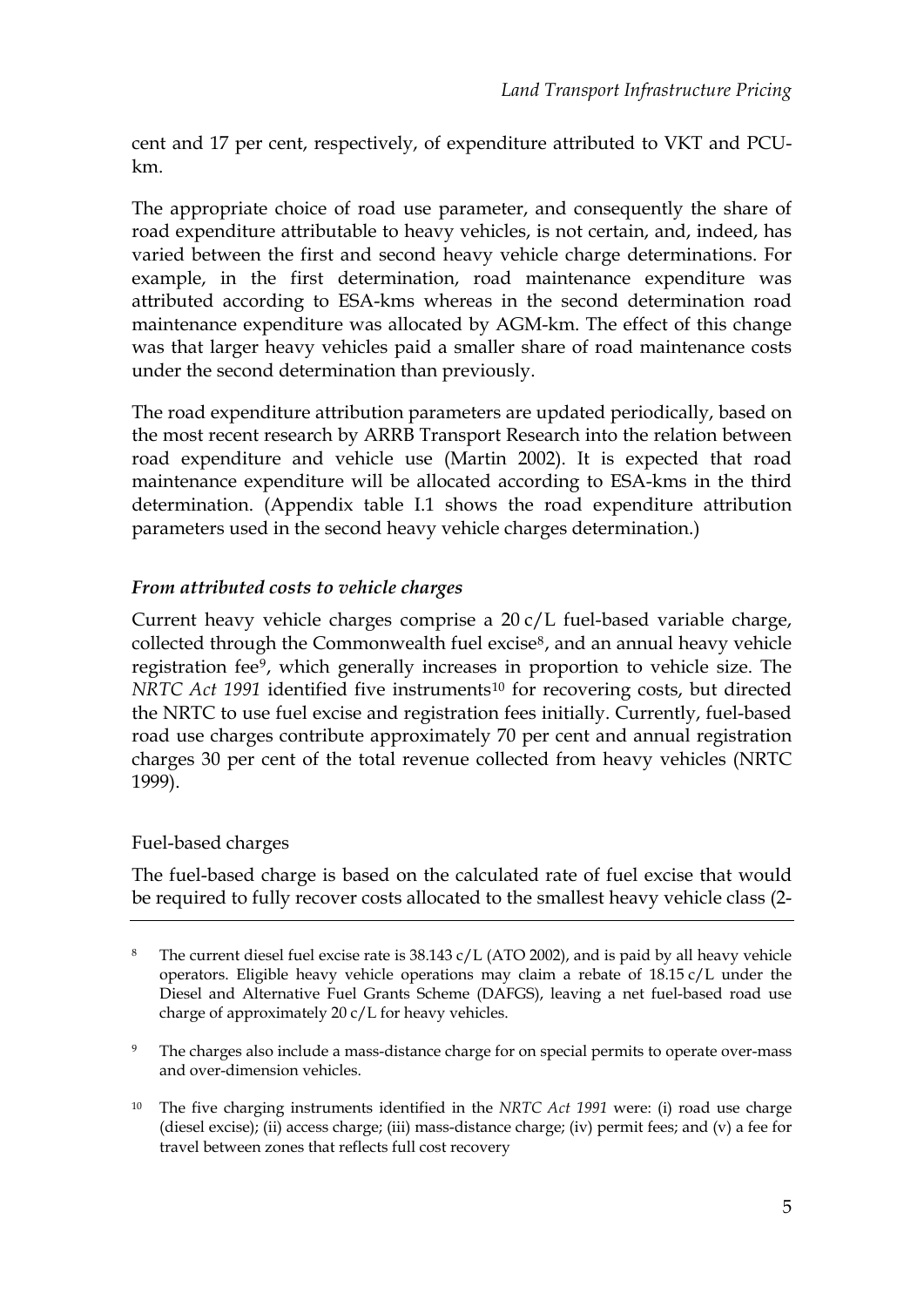cent and 17 per cent, respectively, of expenditure attributed to VKT and PCU-km.

The appropriate choice of road use parameter, and consequently the share of road expenditure attributable to heavy vehicles, is not certain, and, indeed, has varied between the first and second heavy vehicle charge determinations. For example, in the first determination, road maintenance expenditure was attributed according to ESA-kms whereas in the second determination road maintenance expenditure was allocated by AGM-km. The effect of this change was that larger heavy vehicles paid a smaller share of road maintenance costs under the second determination than previously.

The road expenditure attribution parameters are updated periodically, based on the most recent research by ARRB Transport Research into the relation between road expenditure and vehicle use (Martin 2002). It is expected that road maintenance expenditure will be allocated according to ESA-kms in the third determination. (Appendix table I.1 shows the road expenditure attribution parameters used in the second heavy vehicle charges determination.)

### *From attributed costs to vehicle charges*

Current heavy vehicle charges comprise a 20 c/L fuel-based variable charge, collected through the Commonwealth fuel excise[8], and an annual heavy vehicle registration fee[9], which generally increases in proportion to vehicle size. The *NRTC Act 1991* identified five instruments[10] for recovering costs, but directed the NRTC to use fuel excise and registration fees initially. Currently, fuel-based road use charges contribute approximately 70 per cent and annual registration charges 30 per cent of the total revenue collected from heavy vehicles (NRTC 1999).

#### Fuel-based charges

The fuel-based charge is based on the calculated rate of fuel excise that would be required to fully recover costs allocated to the smallest heavy vehicle class (2-

---

[8] The current diesel fuel excise rate is 38.143 c/L (ATO 2002), and is paid by all heavy vehicle operators. Eligible heavy vehicle operations may claim a rebate of 18.15 c/L under the Diesel and Alternative Fuel Grants Scheme (DAFGS), leaving a net fuel-based road use charge of approximately 20 c/L for heavy vehicles.

[9] The charges also include a mass-distance charge for on special permits to operate over-mass and over-dimension vehicles.

[10] The five charging instruments identified in the *NRTC Act 1991* were: (i) road use charge (diesel excise); (ii) access charge; (iii) mass-distance charge; (iv) permit fees; and (v) a fee for travel between zones that reflects full cost recovery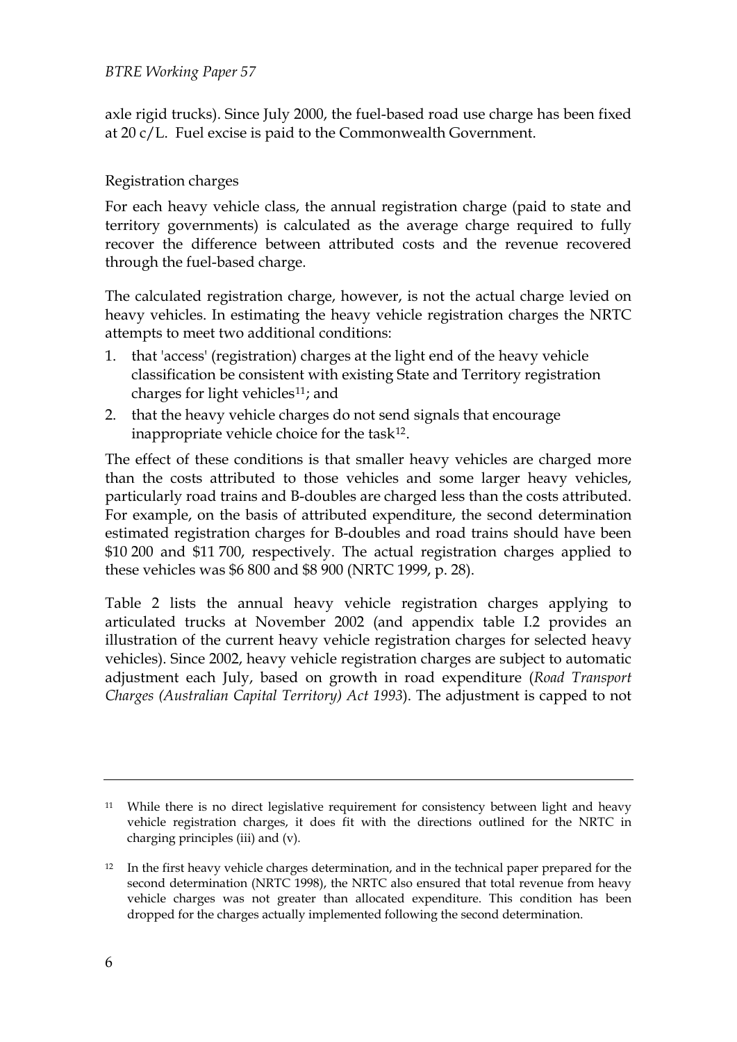axle rigid trucks). Since July 2000, the fuel-based road use charge has been fixed at 20 c/L. Fuel excise is paid to the Commonwealth Government.

Registration charges

For each heavy vehicle class, the annual registration charge (paid to state and territory governments) is calculated as the average charge required to fully recover the difference between attributed costs and the revenue recovered through the fuel-based charge.

The calculated registration charge, however, is not the actual charge levied on heavy vehicles. In estimating the heavy vehicle registration charges the NRTC attempts to meet two additional conditions:

1. that 'access' (registration) charges at the light end of the heavy vehicle classification be consistent with existing State and Territory registration charges for light vehicles[11]; and
2. that the heavy vehicle charges do not send signals that encourage inappropriate vehicle choice for the task[12].

The effect of these conditions is that smaller heavy vehicles are charged more than the costs attributed to those vehicles and some larger heavy vehicles, particularly road trains and B-doubles are charged less than the costs attributed. For example, on the basis of attributed expenditure, the second determination estimated registration charges for B-doubles and road trains should have been $10 200 and $11 700, respectively. The actual registration charges applied to these vehicles was $6 800 and $8 900 (NRTC 1999, p. 28).

Table 2 lists the annual heavy vehicle registration charges applying to articulated trucks at November 2002 (and appendix table I.2 provides an illustration of the current heavy vehicle registration charges for selected heavy vehicles). Since 2002, heavy vehicle registration charges are subject to automatic adjustment each July, based on growth in road expenditure (*Road Transport Charges (Australian Capital Territory) Act 1993*). The adjustment is capped to not

---

[11] While there is no direct legislative requirement for consistency between light and heavy vehicle registration charges, it does fit with the directions outlined for the NRTC in charging principles (iii) and (v).

[12] In the first heavy vehicle charges determination, and in the technical paper prepared for the second determination (NRTC 1998), the NRTC also ensured that total revenue from heavy vehicle charges was not greater than allocated expenditure. This condition has been dropped for the charges actually implemented following the second determination.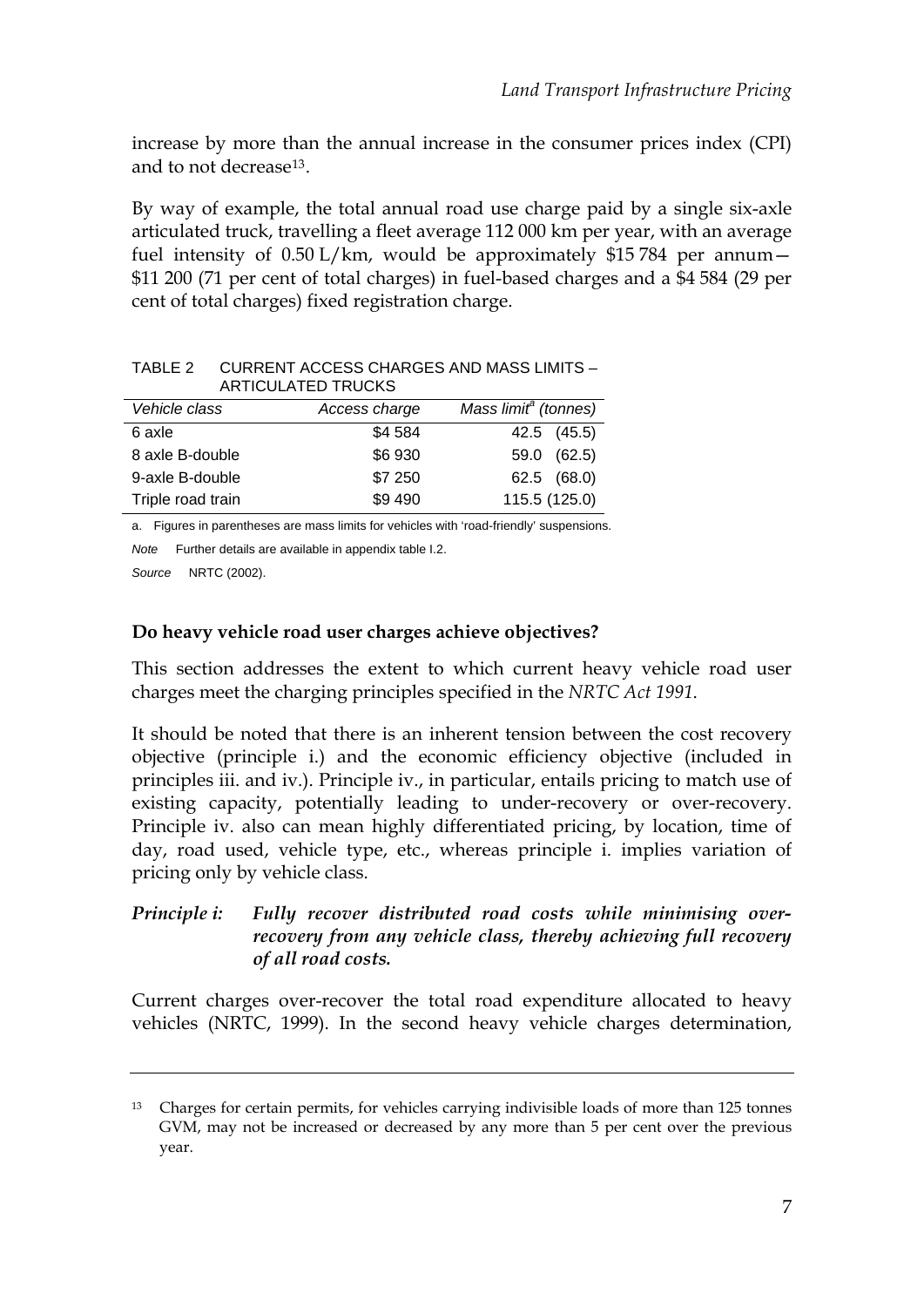increase by more than the annual increase in the consumer prices index (CPI) and to not decrease[13].

By way of example, the total annual road use charge paid by a single six-axle articulated truck, travelling a fleet average 112 000 km per year, with an average fuel intensity of 0.50 L/km, would be approximately $15 784 per annum—$11 200 (71 per cent of total charges) in fuel-based charges and a $4 584 (29 per cent of total charges) fixed registration charge.

TABLE 2 CURRENT ACCESS CHARGES AND MASS LIMITS – ARTICULATED TRUCKS

| *Vehicle class* | *Access charge* | *Mass limit[a] (tonnes)* |
|---|---|---|
| 6 axle | $4 584 | 42.5 (45.5) |
| 8 axle B-double | $6 930 | 59.0 (62.5) |
| 9-axle B-double | $7 250 | 62.5 (68.0) |
| Triple road train | $9 490 | 115.5 (125.0) |

a. Figures in parentheses are mass limits for vehicles with 'road-friendly' suspensions.

*Note* Further details are available in appendix table I.2.

*Source* NRTC (2002).

### Do heavy vehicle road user charges achieve objectives?

This section addresses the extent to which current heavy vehicle road user charges meet the charging principles specified in the *NRTC Act 1991*.

It should be noted that there is an inherent tension between the cost recovery objective (principle i.) and the economic efficiency objective (included in principles iii. and iv.). Principle iv., in particular, entails pricing to match use of existing capacity, potentially leading to under-recovery or over-recovery. Principle iv. also can mean highly differentiated pricing, by location, time of day, road used, vehicle type, etc., whereas principle i. implies variation of pricing only by vehicle class.

#### *Principle i: Fully recover distributed road costs while minimising over-recovery from any vehicle class, thereby achieving full recovery of all road costs.*

Current charges over-recover the total road expenditure allocated to heavy vehicles (NRTC, 1999). In the second heavy vehicle charges determination,

---

[13] Charges for certain permits, for vehicles carrying indivisible loads of more than 125 tonnes GVM, may not be increased or decreased by any more than 5 per cent over the previous year.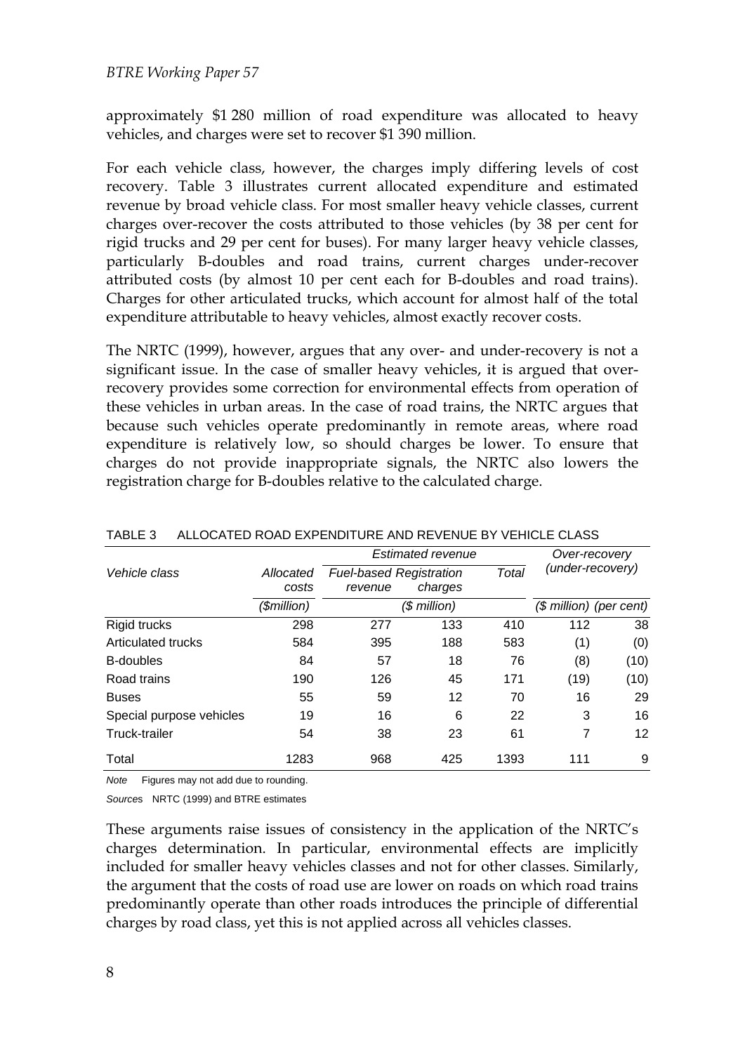approximately $1 280 million of road expenditure was allocated to heavy vehicles, and charges were set to recover $1 390 million.

For each vehicle class, however, the charges imply differing levels of cost recovery. Table 3 illustrates current allocated expenditure and estimated revenue by broad vehicle class. For most smaller heavy vehicle classes, current charges over-recover the costs attributed to those vehicles (by 38 per cent for rigid trucks and 29 per cent for buses). For many larger heavy vehicle classes, particularly B-doubles and road trains, current charges under-recover attributed costs (by almost 10 per cent each for B-doubles and road trains). Charges for other articulated trucks, which account for almost half of the total expenditure attributable to heavy vehicles, almost exactly recover costs.

The NRTC (1999), however, argues that any over- and under-recovery is not a significant issue. In the case of smaller heavy vehicles, it is argued that over-recovery provides some correction for environmental effects from operation of these vehicles in urban areas. In the case of road trains, the NRTC argues that because such vehicles operate predominantly in remote areas, where road expenditure is relatively low, so should charges be lower. To ensure that charges do not provide inappropriate signals, the NRTC also lowers the registration charge for B-doubles relative to the calculated charge.

TABLE 3 ALLOCATED ROAD EXPENDITURE AND REVENUE BY VEHICLE CLASS

| *Vehicle class* | *Allocated costs* | *Estimated revenue* | | | *Over-recovery (under-recovery)* | |
|---|---|---|---|---|---|---|
| | | *Fuel-based revenue* | *Registration charges* | *Total* | | |
| | *($million)* | *($ million)* | | | *($ million)* | *(per cent)* |
| Rigid trucks | 298 | 277 | 133 | 410 | 112 | 38 |
| Articulated trucks | 584 | 395 | 188 | 583 | (1) | (0) |
| B-doubles | 84 | 57 | 18 | 76 | (8) | (10) |
| Road trains | 190 | 126 | 45 | 171 | (19) | (10) |
| Buses | 55 | 59 | 12 | 70 | 16 | 29 |
| Special purpose vehicles | 19 | 16 | 6 | 22 | 3 | 16 |
| Truck-trailer | 54 | 38 | 23 | 61 | 7 | 12 |
| Total | 1283 | 968 | 425 | 1393 | 111 | 9 |

*Note* Figures may not add due to rounding.

*Sources* NRTC (1999) and BTRE estimates

These arguments raise issues of consistency in the application of the NRTC's charges determination. In particular, environmental effects are implicitly included for smaller heavy vehicles classes and not for other classes. Similarly, the argument that the costs of road use are lower on roads on which road trains predominantly operate than other roads introduces the principle of differential charges by road class, yet this is not applied across all vehicles classes.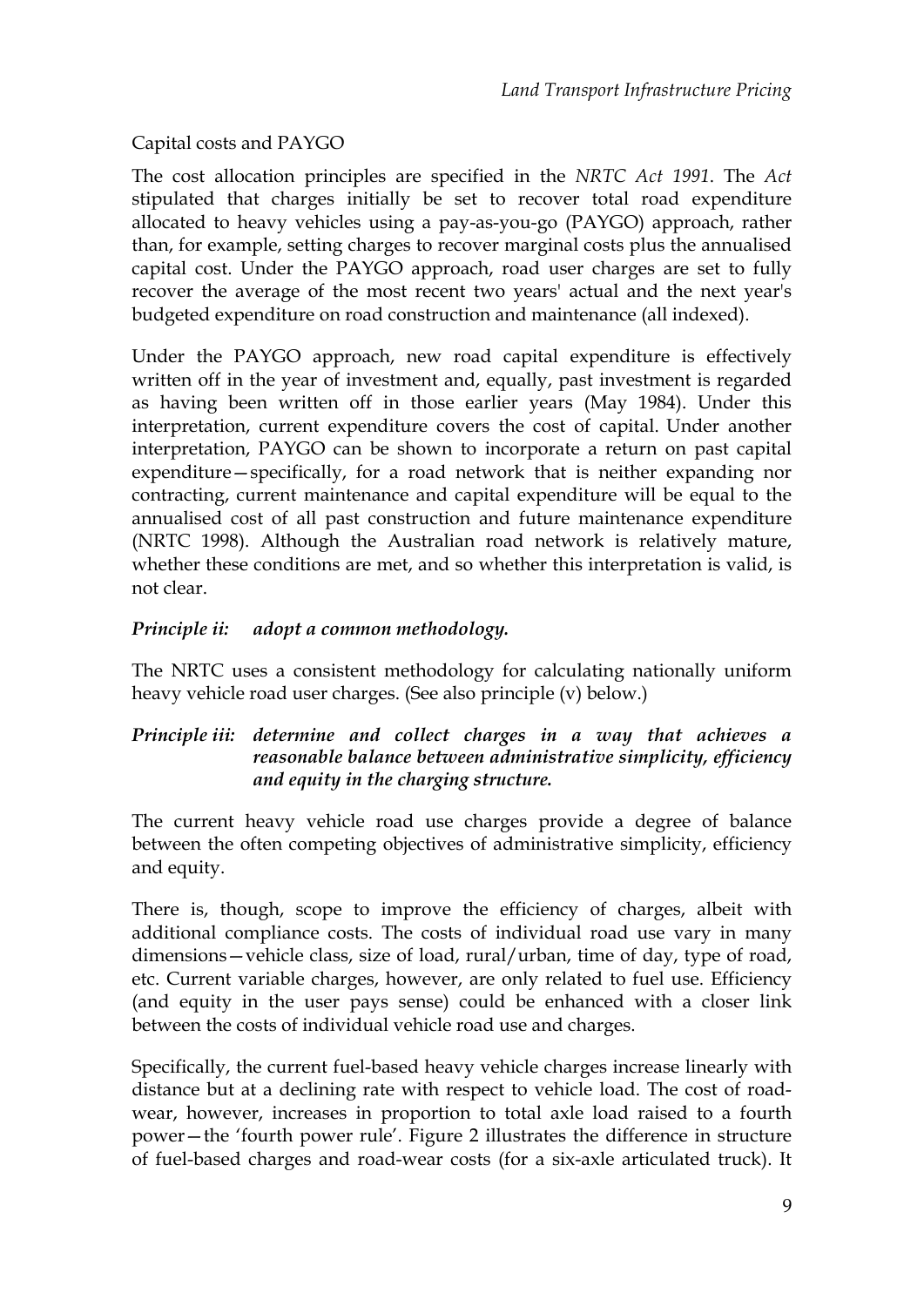Capital costs and PAYGO

The cost allocation principles are specified in the *NRTC Act 1991*. The *Act* stipulated that charges initially be set to recover total road expenditure allocated to heavy vehicles using a pay-as-you-go (PAYGO) approach, rather than, for example, setting charges to recover marginal costs plus the annualised capital cost. Under the PAYGO approach, road user charges are set to fully recover the average of the most recent two years' actual and the next year's budgeted expenditure on road construction and maintenance (all indexed).

Under the PAYGO approach, new road capital expenditure is effectively written off in the year of investment and, equally, past investment is regarded as having been written off in those earlier years (May 1984). Under this interpretation, current expenditure covers the cost of capital. Under another interpretation, PAYGO can be shown to incorporate a return on past capital expenditure—specifically, for a road network that is neither expanding nor contracting, current maintenance and capital expenditure will be equal to the annualised cost of all past construction and future maintenance expenditure (NRTC 1998). Although the Australian road network is relatively mature, whether these conditions are met, and so whether this interpretation is valid, is not clear.

***Principle ii: adopt a common methodology.***

The NRTC uses a consistent methodology for calculating nationally uniform heavy vehicle road user charges. (See also principle (v) below.)

***Principle iii: determine and collect charges in a way that achieves a reasonable balance between administrative simplicity, efficiency and equity in the charging structure.***

The current heavy vehicle road use charges provide a degree of balance between the often competing objectives of administrative simplicity, efficiency and equity.

There is, though, scope to improve the efficiency of charges, albeit with additional compliance costs. The costs of individual road use vary in many dimensions—vehicle class, size of load, rural/urban, time of day, type of road, etc. Current variable charges, however, are only related to fuel use. Efficiency (and equity in the user pays sense) could be enhanced with a closer link between the costs of individual vehicle road use and charges.

Specifically, the current fuel-based heavy vehicle charges increase linearly with distance but at a declining rate with respect to vehicle load. The cost of road-wear, however, increases in proportion to total axle load raised to a fourth power—the 'fourth power rule'. Figure 2 illustrates the difference in structure of fuel-based charges and road-wear costs (for a six-axle articulated truck). It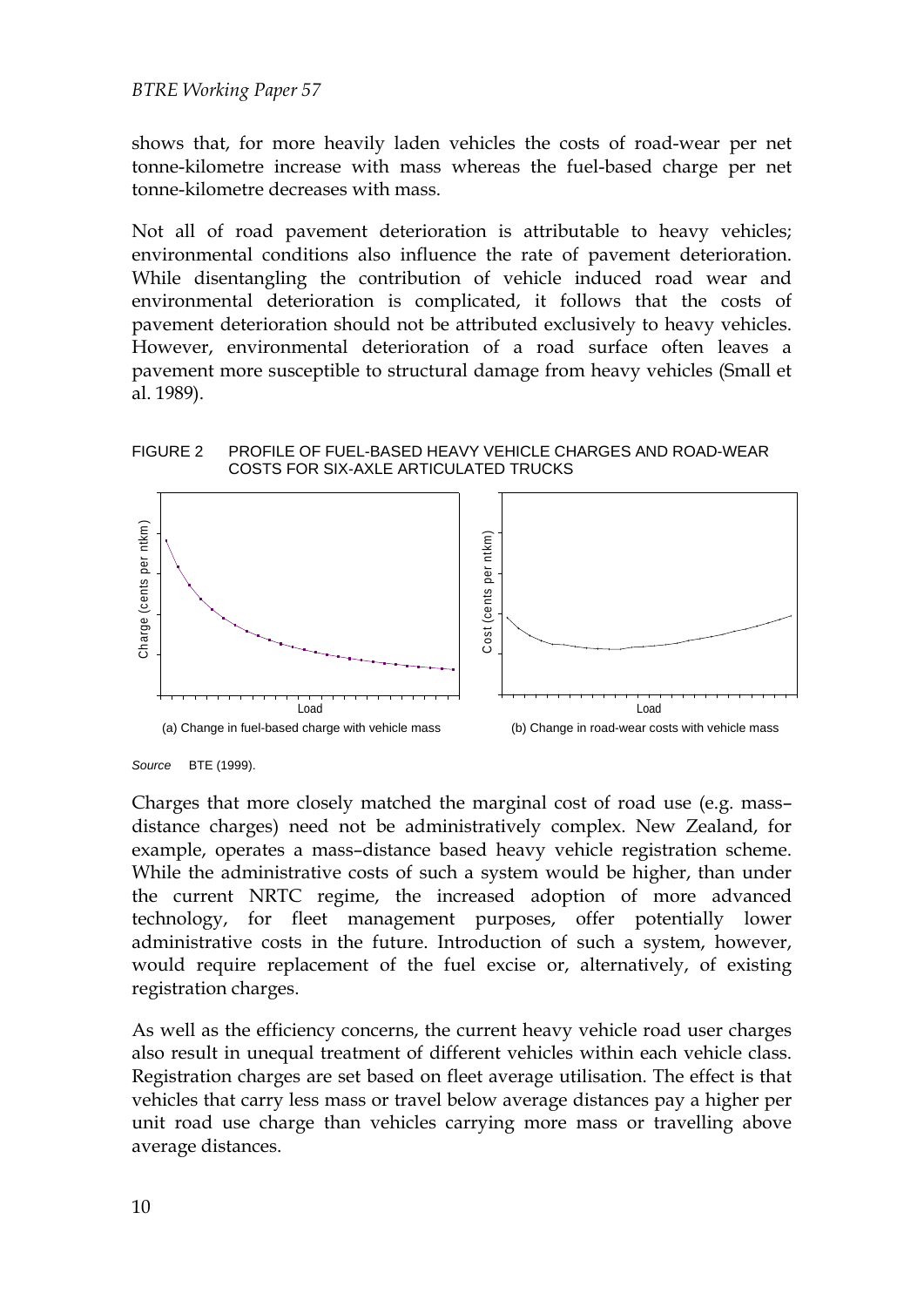shows that, for more heavily laden vehicles the costs of road-wear per net tonne-kilometre increase with mass whereas the fuel-based charge per net tonne-kilometre decreases with mass.

Not all of road pavement deterioration is attributable to heavy vehicles; environmental conditions also influence the rate of pavement deterioration. While disentangling the contribution of vehicle induced road wear and environmental deterioration is complicated, it follows that the costs of pavement deterioration should not be attributed exclusively to heavy vehicles. However, environmental deterioration of a road surface often leaves a pavement more susceptible to structural damage from heavy vehicles (Small et al. 1989).

FIGURE 2 PROFILE OF FUEL-BASED HEAVY VEHICLE CHARGES AND ROAD-WEAR COSTS FOR SIX-AXLE ARTICULATED TRUCKS

(a) Change in fuel-based charge with vehicle mass

(b) Change in road-wear costs with vehicle mass

*Source* BTE (1999).

Charges that more closely matched the marginal cost of road use (e.g. mass–distance charges) need not be administratively complex. New Zealand, for example, operates a mass–distance based heavy vehicle registration scheme. While the administrative costs of such a system would be higher, than under the current NRTC regime, the increased adoption of more advanced technology, for fleet management purposes, offer potentially lower administrative costs in the future. Introduction of such a system, however, would require replacement of the fuel excise or, alternatively, of existing registration charges.

As well as the efficiency concerns, the current heavy vehicle road user charges also result in unequal treatment of different vehicles within each vehicle class. Registration charges are set based on fleet average utilisation. The effect is that vehicles that carry less mass or travel below average distances pay a higher per unit road use charge than vehicles carrying more mass or travelling above average distances.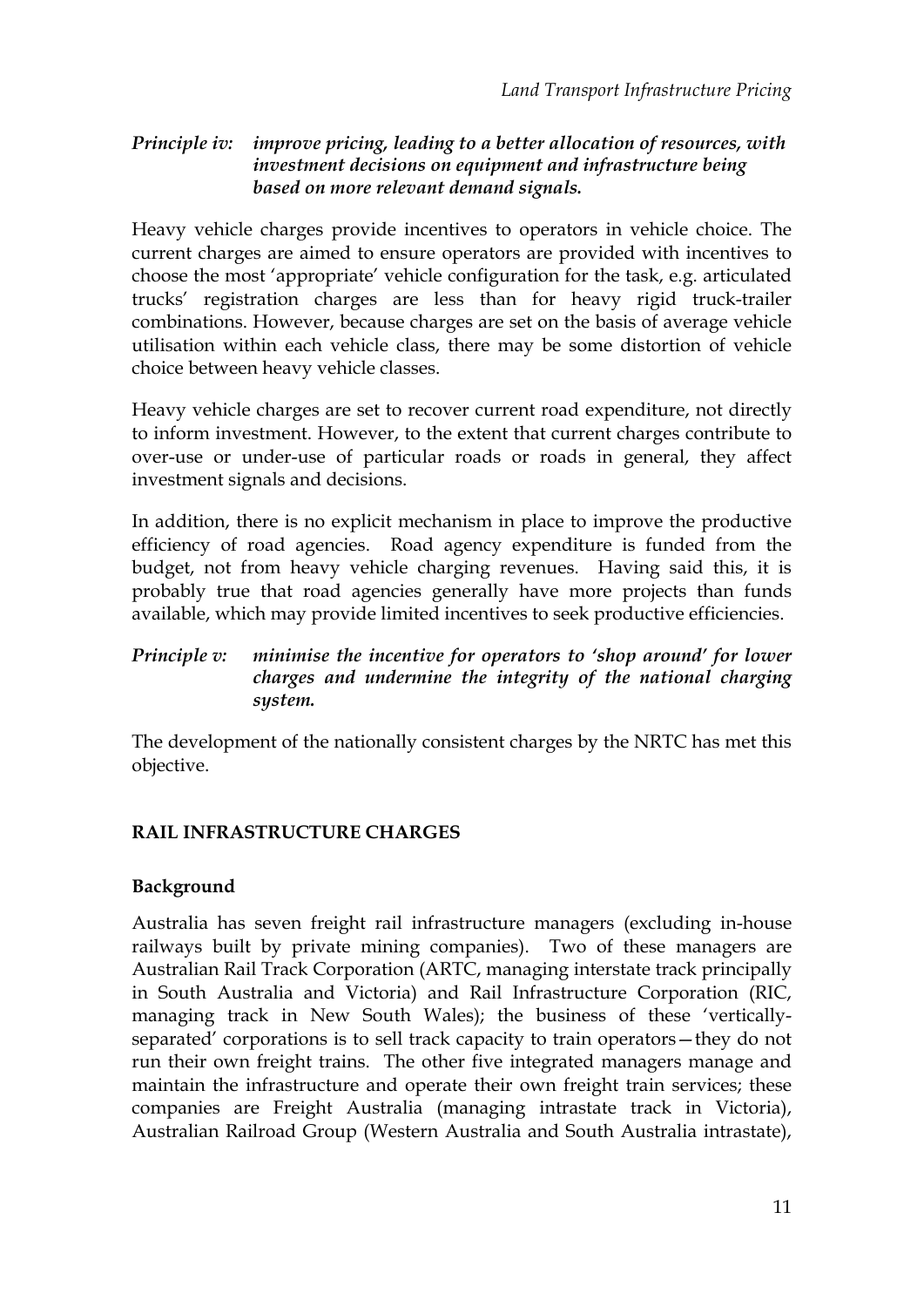*Principle iv: improve pricing, leading to a better allocation of resources, with investment decisions on equipment and infrastructure being based on more relevant demand signals.*

Heavy vehicle charges provide incentives to operators in vehicle choice. The current charges are aimed to ensure operators are provided with incentives to choose the most 'appropriate' vehicle configuration for the task, e.g. articulated trucks' registration charges are less than for heavy rigid truck-trailer combinations. However, because charges are set on the basis of average vehicle utilisation within each vehicle class, there may be some distortion of vehicle choice between heavy vehicle classes.

Heavy vehicle charges are set to recover current road expenditure, not directly to inform investment. However, to the extent that current charges contribute to over-use or under-use of particular roads or roads in general, they affect investment signals and decisions.

In addition, there is no explicit mechanism in place to improve the productive efficiency of road agencies. Road agency expenditure is funded from the budget, not from heavy vehicle charging revenues. Having said this, it is probably true that road agencies generally have more projects than funds available, which may provide limited incentives to seek productive efficiencies.

*Principle v: minimise the incentive for operators to 'shop around' for lower charges and undermine the integrity of the national charging system.*

The development of the nationally consistent charges by the NRTC has met this objective.

## RAIL INFRASTRUCTURE CHARGES

### Background

Australia has seven freight rail infrastructure managers (excluding in-house railways built by private mining companies). Two of these managers are Australian Rail Track Corporation (ARTC, managing interstate track principally in South Australia and Victoria) and Rail Infrastructure Corporation (RIC, managing track in New South Wales); the business of these 'vertically-separated' corporations is to sell track capacity to train operators—they do not run their own freight trains. The other five integrated managers manage and maintain the infrastructure and operate their own freight train services; these companies are Freight Australia (managing intrastate track in Victoria), Australian Railroad Group (Western Australia and South Australia intrastate),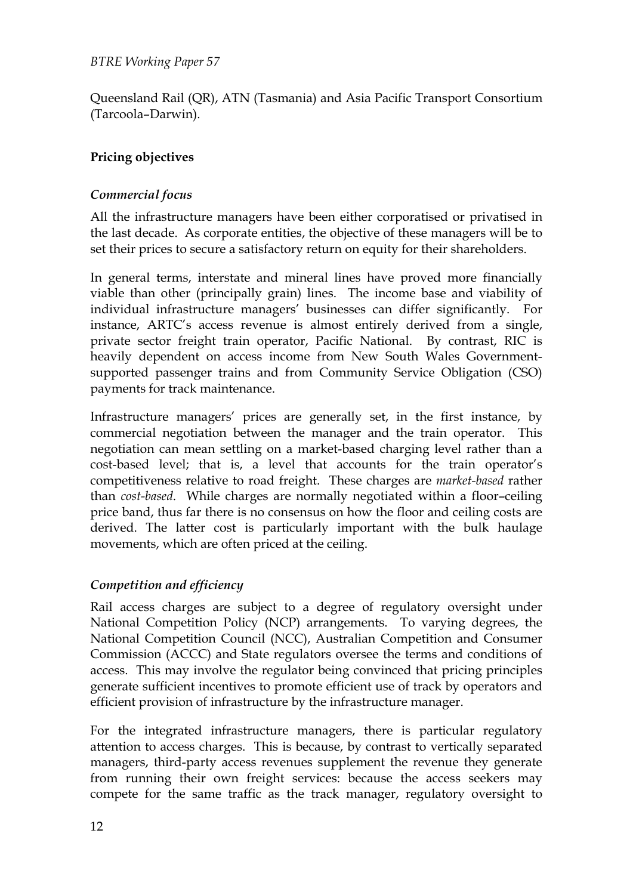Queensland Rail (QR), ATN (Tasmania) and Asia Pacific Transport Consortium (Tarcoola–Darwin).

### Pricing objectives

#### *Commercial focus*

All the infrastructure managers have been either corporatised or privatised in the last decade. As corporate entities, the objective of these managers will be to set their prices to secure a satisfactory return on equity for their shareholders.

In general terms, interstate and mineral lines have proved more financially viable than other (principally grain) lines. The income base and viability of individual infrastructure managers' businesses can differ significantly. For instance, ARTC's access revenue is almost entirely derived from a single, private sector freight train operator, Pacific National. By contrast, RIC is heavily dependent on access income from New South Wales Government-supported passenger trains and from Community Service Obligation (CSO) payments for track maintenance.

Infrastructure managers' prices are generally set, in the first instance, by commercial negotiation between the manager and the train operator. This negotiation can mean settling on a market-based charging level rather than a cost-based level; that is, a level that accounts for the train operator's competitiveness relative to road freight. These charges are *market-based* rather than *cost-based*. While charges are normally negotiated within a floor–ceiling price band, thus far there is no consensus on how the floor and ceiling costs are derived. The latter cost is particularly important with the bulk haulage movements, which are often priced at the ceiling.

#### *Competition and efficiency*

Rail access charges are subject to a degree of regulatory oversight under National Competition Policy (NCP) arrangements. To varying degrees, the National Competition Council (NCC), Australian Competition and Consumer Commission (ACCC) and State regulators oversee the terms and conditions of access. This may involve the regulator being convinced that pricing principles generate sufficient incentives to promote efficient use of track by operators and efficient provision of infrastructure by the infrastructure manager.

For the integrated infrastructure managers, there is particular regulatory attention to access charges. This is because, by contrast to vertically separated managers, third-party access revenues supplement the revenue they generate from running their own freight services: because the access seekers may compete for the same traffic as the track manager, regulatory oversight to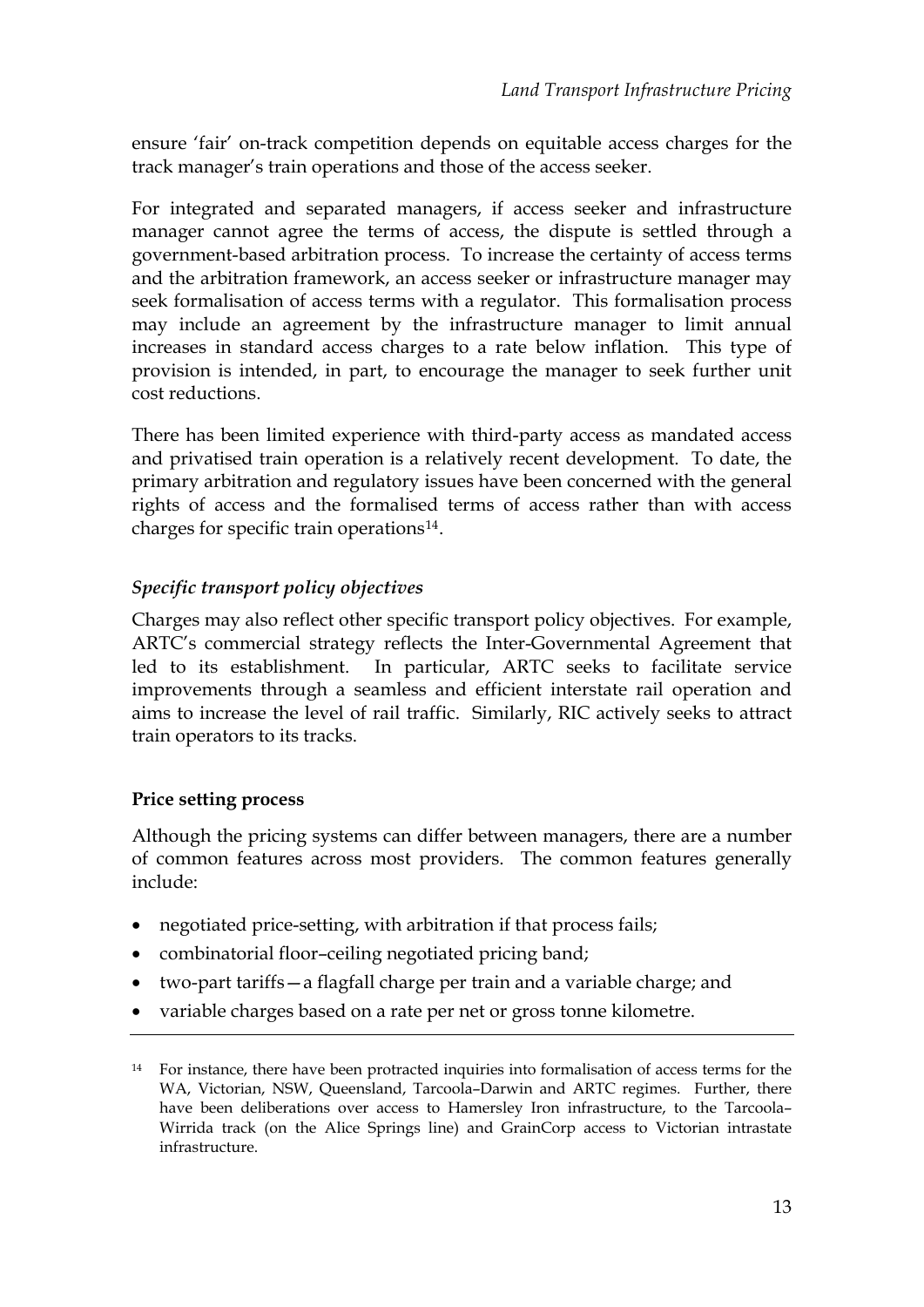ensure 'fair' on-track competition depends on equitable access charges for the track manager's train operations and those of the access seeker.

For integrated and separated managers, if access seeker and infrastructure manager cannot agree the terms of access, the dispute is settled through a government-based arbitration process. To increase the certainty of access terms and the arbitration framework, an access seeker or infrastructure manager may seek formalisation of access terms with a regulator. This formalisation process may include an agreement by the infrastructure manager to limit annual increases in standard access charges to a rate below inflation. This type of provision is intended, in part, to encourage the manager to seek further unit cost reductions.

There has been limited experience with third-party access as mandated access and privatised train operation is a relatively recent development. To date, the primary arbitration and regulatory issues have been concerned with the general rights of access and the formalised terms of access rather than with access charges for specific train operations[14].

### *Specific transport policy objectives*

Charges may also reflect other specific transport policy objectives. For example, ARTC's commercial strategy reflects the Inter-Governmental Agreement that led to its establishment. In particular, ARTC seeks to facilitate service improvements through a seamless and efficient interstate rail operation and aims to increase the level of rail traffic. Similarly, RIC actively seeks to attract train operators to its tracks.

### **Price setting process**

Although the pricing systems can differ between managers, there are a number of common features across most providers. The common features generally include:

- negotiated price-setting, with arbitration if that process fails;
- combinatorial floor–ceiling negotiated pricing band;
- two-part tariffs—a flagfall charge per train and a variable charge; and
- variable charges based on a rate per net or gross tonne kilometre.

---

[14] For instance, there have been protracted inquiries into formalisation of access terms for the WA, Victorian, NSW, Queensland, Tarcoola–Darwin and ARTC regimes. Further, there have been deliberations over access to Hamersley Iron infrastructure, to the Tarcoola–Wirrida track (on the Alice Springs line) and GrainCorp access to Victorian intrastate infrastructure.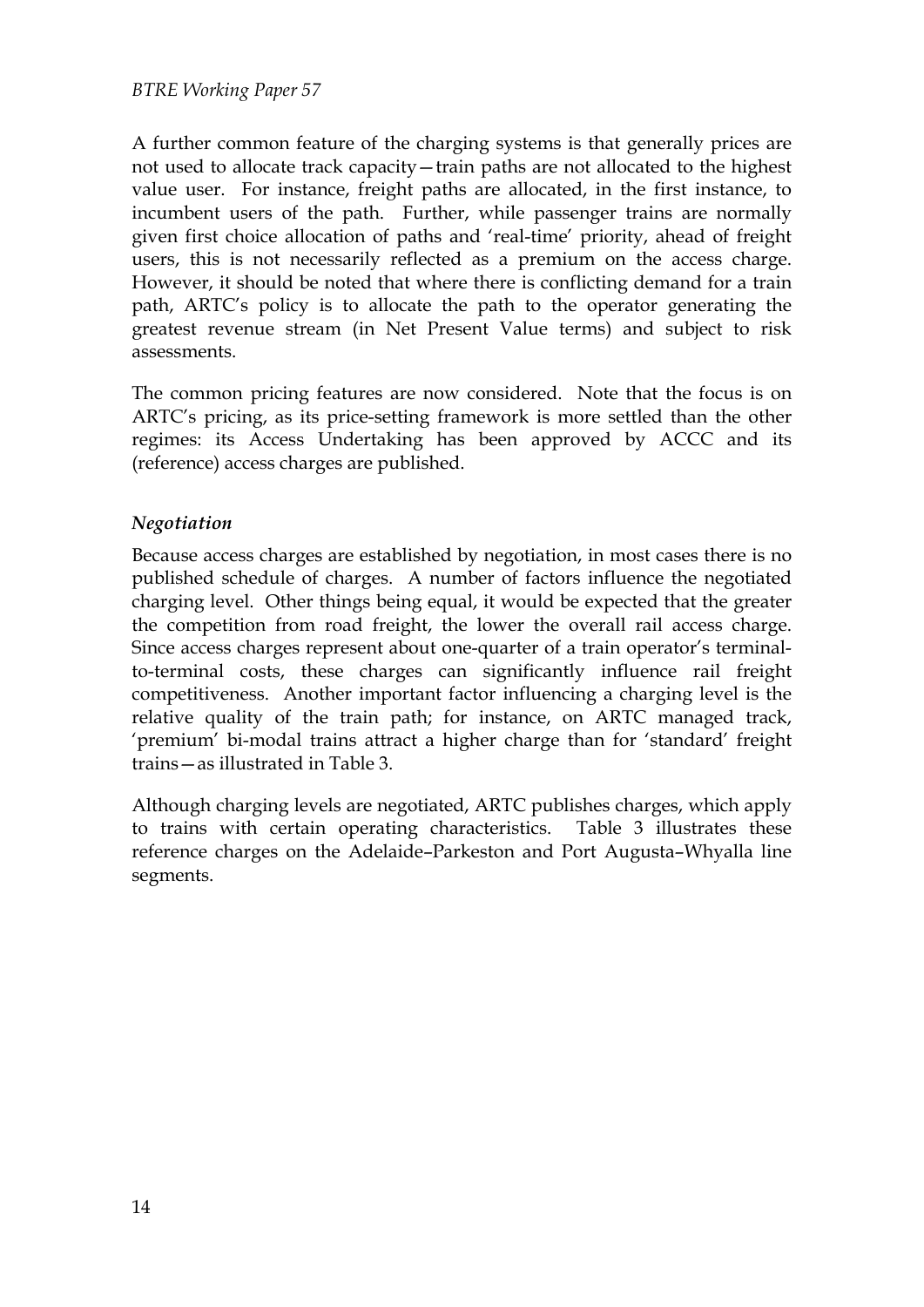A further common feature of the charging systems is that generally prices are not used to allocate track capacity—train paths are not allocated to the highest value user. For instance, freight paths are allocated, in the first instance, to incumbent users of the path. Further, while passenger trains are normally given first choice allocation of paths and 'real-time' priority, ahead of freight users, this is not necessarily reflected as a premium on the access charge. However, it should be noted that where there is conflicting demand for a train path, ARTC's policy is to allocate the path to the operator generating the greatest revenue stream (in Net Present Value terms) and subject to risk assessments.

The common pricing features are now considered. Note that the focus is on ARTC's pricing, as its price-setting framework is more settled than the other regimes: its Access Undertaking has been approved by ACCC and its (reference) access charges are published.

### *Negotiation*

Because access charges are established by negotiation, in most cases there is no published schedule of charges. A number of factors influence the negotiated charging level. Other things being equal, it would be expected that the greater the competition from road freight, the lower the overall rail access charge. Since access charges represent about one-quarter of a train operator's terminal-to-terminal costs, these charges can significantly influence rail freight competitiveness. Another important factor influencing a charging level is the relative quality of the train path; for instance, on ARTC managed track, 'premium' bi-modal trains attract a higher charge than for 'standard' freight trains—as illustrated in Table 3.

Although charging levels are negotiated, ARTC publishes charges, which apply to trains with certain operating characteristics. Table 3 illustrates these reference charges on the Adelaide–Parkeston and Port Augusta–Whyalla line segments.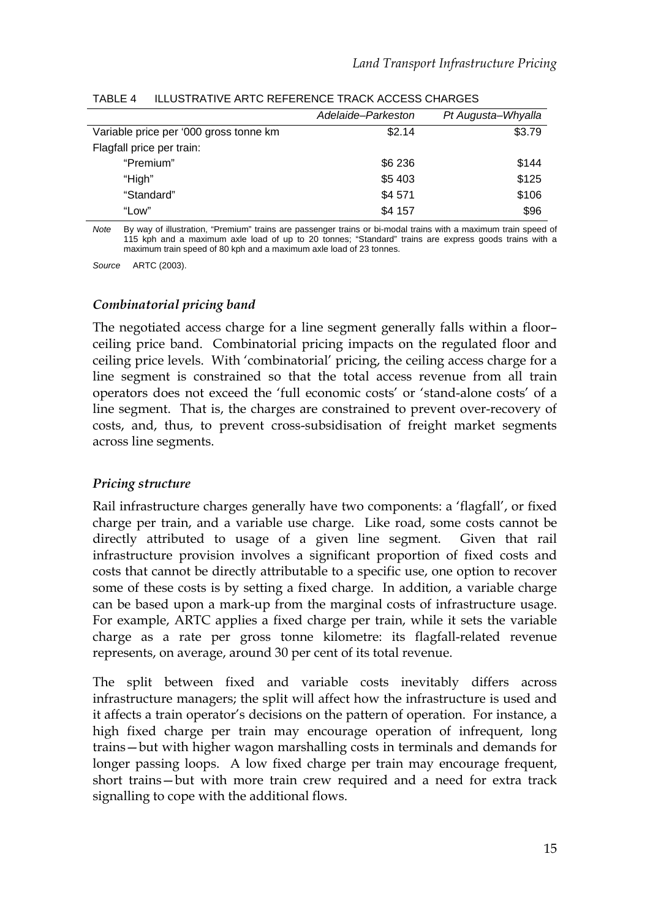TABLE 4 ILLUSTRATIVE ARTC REFERENCE TRACK ACCESS CHARGES

| | *Adelaide–Parkeston* | *Pt Augusta–Whyalla* |
|---|---|---|
| Variable price per '000 gross tonne km | $2.14 | $3.79 |
| Flagfall price per train: | | |
| "Premium" | $6 236 | $144 |
| "High" | $5 403 | $125 |
| "Standard" | $4 571 | $106 |
| "Low" | $4 157 | $96 |

*Note* By way of illustration, "Premium" trains are passenger trains or bi-modal trains with a maximum train speed of 115 kph and a maximum axle load of up to 20 tonnes; "Standard" trains are express goods trains with a maximum train speed of 80 kph and a maximum axle load of 23 tonnes.

*Source* ARTC (2003).

### *Combinatorial pricing band*

The negotiated access charge for a line segment generally falls within a floor–ceiling price band. Combinatorial pricing impacts on the regulated floor and ceiling price levels. With 'combinatorial' pricing, the ceiling access charge for a line segment is constrained so that the total access revenue from all train operators does not exceed the 'full economic costs' or 'stand-alone costs' of a line segment. That is, the charges are constrained to prevent over-recovery of costs, and, thus, to prevent cross-subsidisation of freight market segments across line segments.

### *Pricing structure*

Rail infrastructure charges generally have two components: a 'flagfall', or fixed charge per train, and a variable use charge. Like road, some costs cannot be directly attributed to usage of a given line segment. Given that rail infrastructure provision involves a significant proportion of fixed costs and costs that cannot be directly attributable to a specific use, one option to recover some of these costs is by setting a fixed charge. In addition, a variable charge can be based upon a mark-up from the marginal costs of infrastructure usage. For example, ARTC applies a fixed charge per train, while it sets the variable charge as a rate per gross tonne kilometre: its flagfall-related revenue represents, on average, around 30 per cent of its total revenue.

The split between fixed and variable costs inevitably differs across infrastructure managers; the split will affect how the infrastructure is used and it affects a train operator's decisions on the pattern of operation. For instance, a high fixed charge per train may encourage operation of infrequent, long trains—but with higher wagon marshalling costs in terminals and demands for longer passing loops. A low fixed charge per train may encourage frequent, short trains—but with more train crew required and a need for extra track signalling to cope with the additional flows.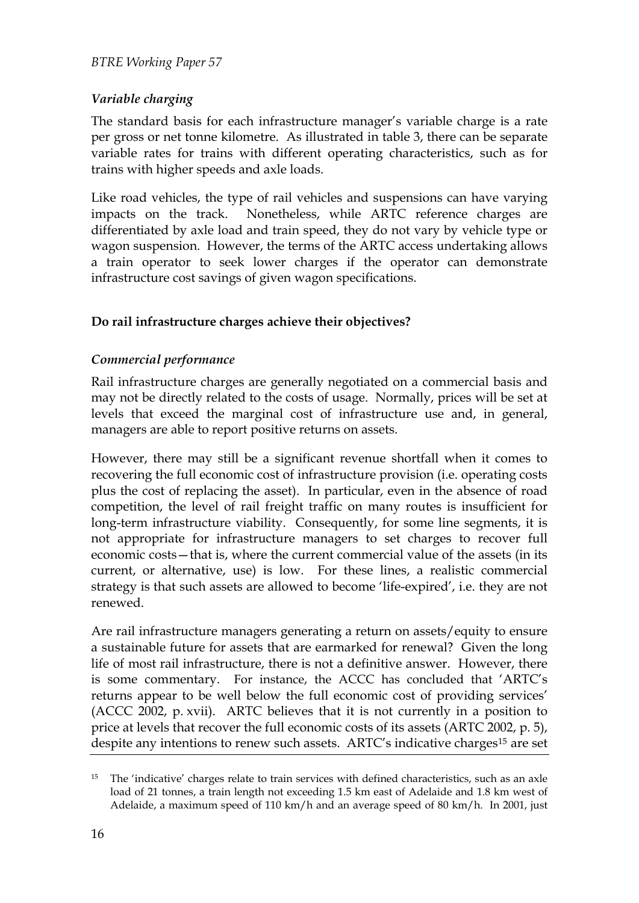### *Variable charging*

The standard basis for each infrastructure manager's variable charge is a rate per gross or net tonne kilometre. As illustrated in table 3, there can be separate variable rates for trains with different operating characteristics, such as for trains with higher speeds and axle loads.

Like road vehicles, the type of rail vehicles and suspensions can have varying impacts on the track. Nonetheless, while ARTC reference charges are differentiated by axle load and train speed, they do not vary by vehicle type or wagon suspension. However, the terms of the ARTC access undertaking allows a train operator to seek lower charges if the operator can demonstrate infrastructure cost savings of given wagon specifications.

## **Do rail infrastructure charges achieve their objectives?**

### *Commercial performance*

Rail infrastructure charges are generally negotiated on a commercial basis and may not be directly related to the costs of usage. Normally, prices will be set at levels that exceed the marginal cost of infrastructure use and, in general, managers are able to report positive returns on assets.

However, there may still be a significant revenue shortfall when it comes to recovering the full economic cost of infrastructure provision (i.e. operating costs plus the cost of replacing the asset). In particular, even in the absence of road competition, the level of rail freight traffic on many routes is insufficient for long-term infrastructure viability. Consequently, for some line segments, it is not appropriate for infrastructure managers to set charges to recover full economic costs—that is, where the current commercial value of the assets (in its current, or alternative, use) is low. For these lines, a realistic commercial strategy is that such assets are allowed to become 'life-expired', i.e. they are not renewed.

Are rail infrastructure managers generating a return on assets/equity to ensure a sustainable future for assets that are earmarked for renewal? Given the long life of most rail infrastructure, there is not a definitive answer. However, there is some commentary. For instance, the ACCC has concluded that 'ARTC's returns appear to be well below the full economic cost of providing services' (ACCC 2002, p. xvii). ARTC believes that it is not currently in a position to price at levels that recover the full economic costs of its assets (ARTC 2002, p. 5), despite any intentions to renew such assets. ARTC's indicative charges[15] are set

---

[15] The 'indicative' charges relate to train services with defined characteristics, such as an axle load of 21 tonnes, a train length not exceeding 1.5 km east of Adelaide and 1.8 km west of Adelaide, a maximum speed of 110 km/h and an average speed of 80 km/h. In 2001, just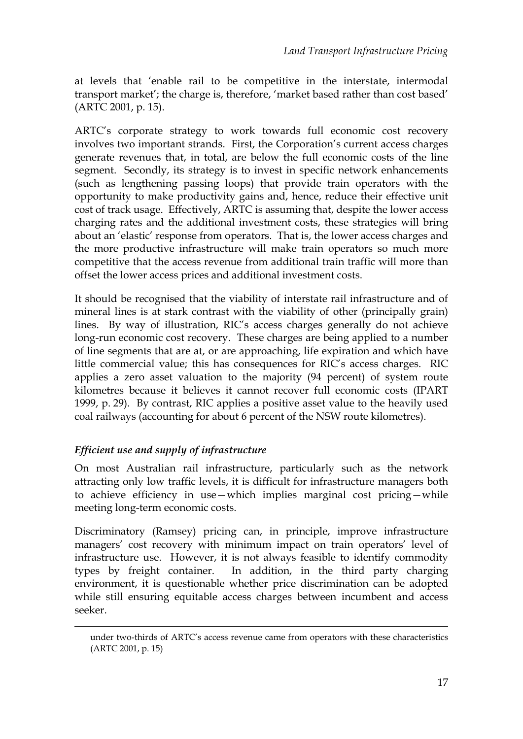at levels that 'enable rail to be competitive in the interstate, intermodal transport market'; the charge is, therefore, 'market based rather than cost based' (ARTC 2001, p. 15).

ARTC's corporate strategy to work towards full economic cost recovery involves two important strands. First, the Corporation's current access charges generate revenues that, in total, are below the full economic costs of the line segment. Secondly, its strategy is to invest in specific network enhancements (such as lengthening passing loops) that provide train operators with the opportunity to make productivity gains and, hence, reduce their effective unit cost of track usage. Effectively, ARTC is assuming that, despite the lower access charging rates and the additional investment costs, these strategies will bring about an 'elastic' response from operators. That is, the lower access charges and the more productive infrastructure will make train operators so much more competitive that the access revenue from additional train traffic will more than offset the lower access prices and additional investment costs.

It should be recognised that the viability of interstate rail infrastructure and of mineral lines is at stark contrast with the viability of other (principally grain) lines. By way of illustration, RIC's access charges generally do not achieve long-run economic cost recovery. These charges are being applied to a number of line segments that are at, or are approaching, life expiration and which have little commercial value; this has consequences for RIC's access charges. RIC applies a zero asset valuation to the majority (94 percent) of system route kilometres because it believes it cannot recover full economic costs (IPART 1999, p. 29). By contrast, RIC applies a positive asset value to the heavily used coal railways (accounting for about 6 percent of the NSW route kilometres).

### *Efficient use and supply of infrastructure*

On most Australian rail infrastructure, particularly such as the network attracting only low traffic levels, it is difficult for infrastructure managers both to achieve efficiency in use—which implies marginal cost pricing—while meeting long-term economic costs.

Discriminatory (Ramsey) pricing can, in principle, improve infrastructure managers' cost recovery with minimum impact on train operators' level of infrastructure use. However, it is not always feasible to identify commodity types by freight container. In addition, in the third party charging environment, it is questionable whether price discrimination can be adopted while still ensuring equitable access charges between incumbent and access seeker.

---

under two-thirds of ARTC's access revenue came from operators with these characteristics (ARTC 2001, p. 15)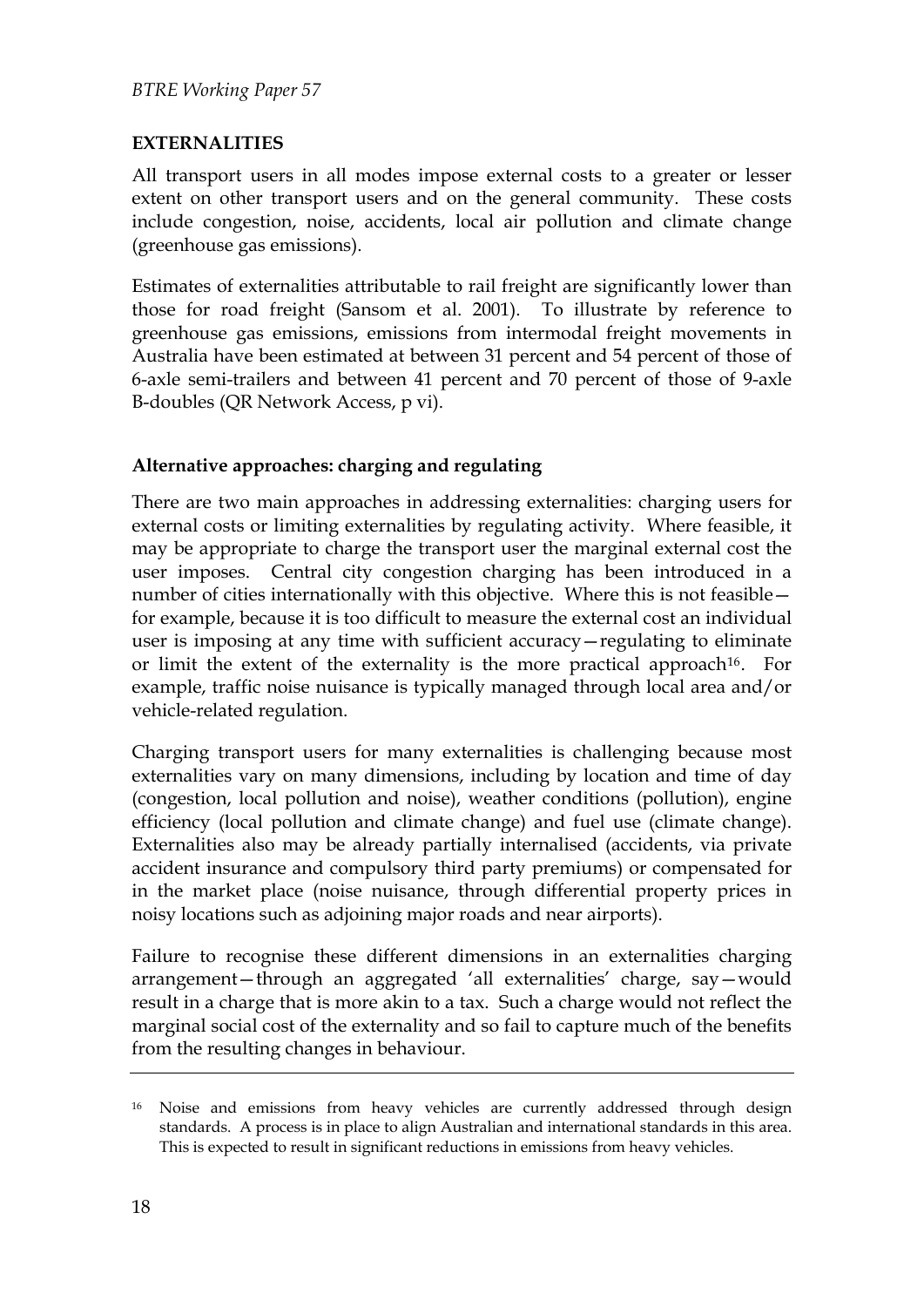## EXTERNALITIES

All transport users in all modes impose external costs to a greater or lesser extent on other transport users and on the general community. These costs include congestion, noise, accidents, local air pollution and climate change (greenhouse gas emissions).

Estimates of externalities attributable to rail freight are significantly lower than those for road freight (Sansom et al. 2001). To illustrate by reference to greenhouse gas emissions, emissions from intermodal freight movements in Australia have been estimated at between 31 percent and 54 percent of those of 6-axle semi-trailers and between 41 percent and 70 percent of those of 9-axle B-doubles (QR Network Access, p vi).

### Alternative approaches: charging and regulating

There are two main approaches in addressing externalities: charging users for external costs or limiting externalities by regulating activity. Where feasible, it may be appropriate to charge the transport user the marginal external cost the user imposes. Central city congestion charging has been introduced in a number of cities internationally with this objective. Where this is not feasible—for example, because it is too difficult to measure the external cost an individual user is imposing at any time with sufficient accuracy—regulating to eliminate or limit the extent of the externality is the more practical approach[16]. For example, traffic noise nuisance is typically managed through local area and/or vehicle-related regulation.

Charging transport users for many externalities is challenging because most externalities vary on many dimensions, including by location and time of day (congestion, local pollution and noise), weather conditions (pollution), engine efficiency (local pollution and climate change) and fuel use (climate change). Externalities also may be already partially internalised (accidents, via private accident insurance and compulsory third party premiums) or compensated for in the market place (noise nuisance, through differential property prices in noisy locations such as adjoining major roads and near airports).

Failure to recognise these different dimensions in an externalities charging arrangement—through an aggregated 'all externalities' charge, say—would result in a charge that is more akin to a tax. Such a charge would not reflect the marginal social cost of the externality and so fail to capture much of the benefits from the resulting changes in behaviour.

---

[16] Noise and emissions from heavy vehicles are currently addressed through design standards. A process is in place to align Australian and international standards in this area. This is expected to result in significant reductions in emissions from heavy vehicles.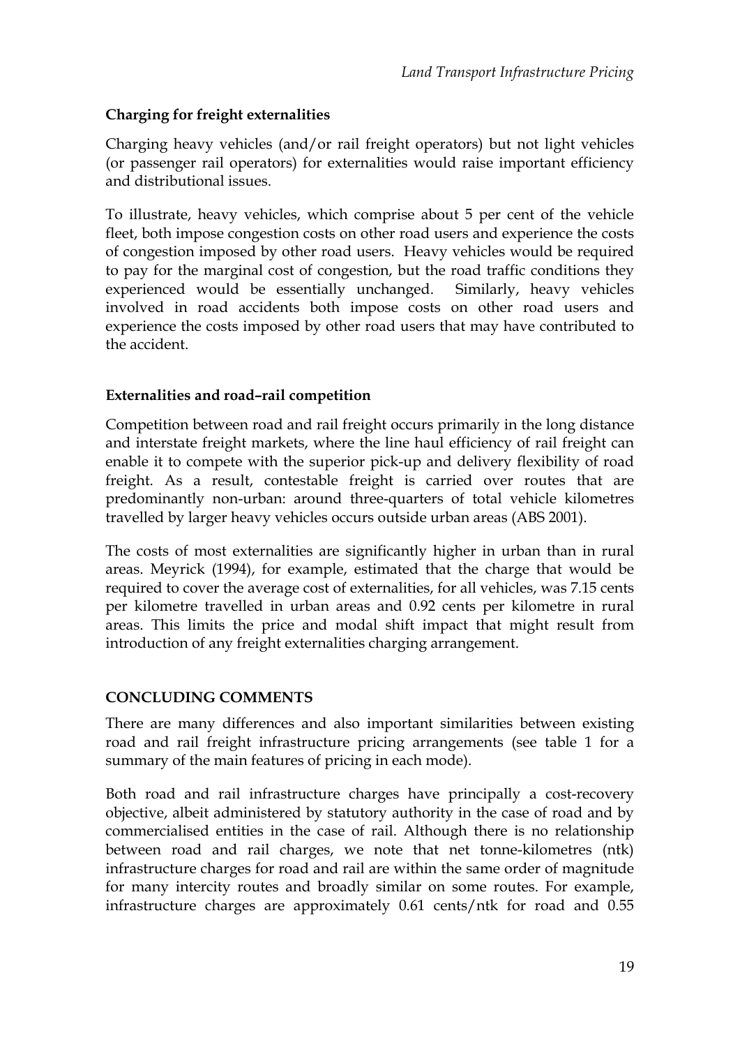**Charging for freight externalities**

Charging heavy vehicles (and/or rail freight operators) but not light vehicles (or passenger rail operators) for externalities would raise important efficiency and distributional issues.

To illustrate, heavy vehicles, which comprise about 5 per cent of the vehicle fleet, both impose congestion costs on other road users and experience the costs of congestion imposed by other road users. Heavy vehicles would be required to pay for the marginal cost of congestion, but the road traffic conditions they experienced would be essentially unchanged. Similarly, heavy vehicles involved in road accidents both impose costs on other road users and experience the costs imposed by other road users that may have contributed to the accident.

**Externalities and road–rail competition**

Competition between road and rail freight occurs primarily in the long distance and interstate freight markets, where the line haul efficiency of rail freight can enable it to compete with the superior pick-up and delivery flexibility of road freight. As a result, contestable freight is carried over routes that are predominantly non-urban: around three-quarters of total vehicle kilometres travelled by larger heavy vehicles occurs outside urban areas (ABS 2001).

The costs of most externalities are significantly higher in urban than in rural areas. Meyrick (1994), for example, estimated that the charge that would be required to cover the average cost of externalities, for all vehicles, was 7.15 cents per kilometre travelled in urban areas and 0.92 cents per kilometre in rural areas. This limits the price and modal shift impact that might result from introduction of any freight externalities charging arrangement.

## CONCLUDING COMMENTS

There are many differences and also important similarities between existing road and rail freight infrastructure pricing arrangements (see table 1 for a summary of the main features of pricing in each mode).

Both road and rail infrastructure charges have principally a cost-recovery objective, albeit administered by statutory authority in the case of road and by commercialised entities in the case of rail. Although there is no relationship between road and rail charges, we note that net tonne-kilometres (ntk) infrastructure charges for road and rail are within the same order of magnitude for many intercity routes and broadly similar on some routes. For example, infrastructure charges are approximately 0.61 cents/ntk for road and 0.55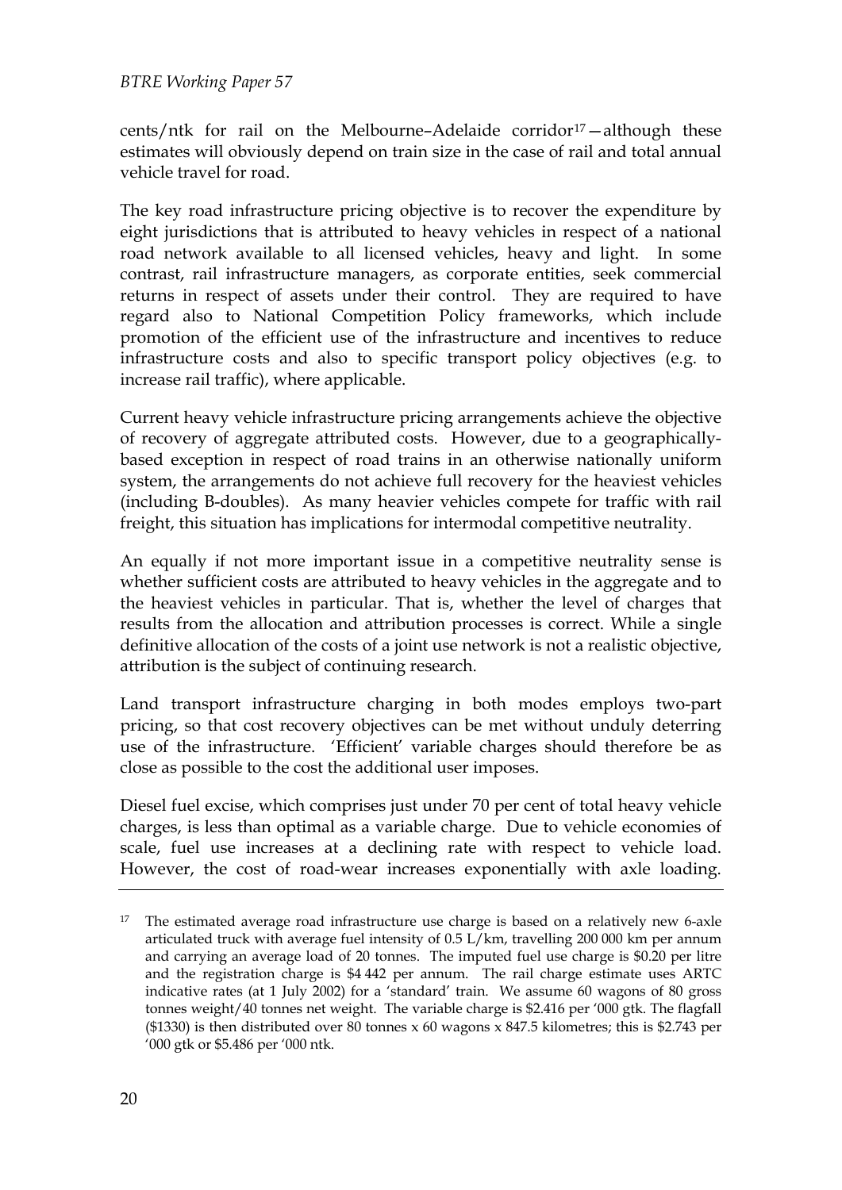cents/ntk for rail on the Melbourne–Adelaide corridor[17]—although these estimates will obviously depend on train size in the case of rail and total annual vehicle travel for road.

The key road infrastructure pricing objective is to recover the expenditure by eight jurisdictions that is attributed to heavy vehicles in respect of a national road network available to all licensed vehicles, heavy and light. In some contrast, rail infrastructure managers, as corporate entities, seek commercial returns in respect of assets under their control. They are required to have regard also to National Competition Policy frameworks, which include promotion of the efficient use of the infrastructure and incentives to reduce infrastructure costs and also to specific transport policy objectives (e.g. to increase rail traffic), where applicable.

Current heavy vehicle infrastructure pricing arrangements achieve the objective of recovery of aggregate attributed costs. However, due to a geographically-based exception in respect of road trains in an otherwise nationally uniform system, the arrangements do not achieve full recovery for the heaviest vehicles (including B-doubles). As many heavier vehicles compete for traffic with rail freight, this situation has implications for intermodal competitive neutrality.

An equally if not more important issue in a competitive neutrality sense is whether sufficient costs are attributed to heavy vehicles in the aggregate and to the heaviest vehicles in particular. That is, whether the level of charges that results from the allocation and attribution processes is correct. While a single definitive allocation of the costs of a joint use network is not a realistic objective, attribution is the subject of continuing research.

Land transport infrastructure charging in both modes employs two-part pricing, so that cost recovery objectives can be met without unduly deterring use of the infrastructure. 'Efficient' variable charges should therefore be as close as possible to the cost the additional user imposes.

Diesel fuel excise, which comprises just under 70 per cent of total heavy vehicle charges, is less than optimal as a variable charge. Due to vehicle economies of scale, fuel use increases at a declining rate with respect to vehicle load. However, the cost of road-wear increases exponentially with axle loading.

---

[17] The estimated average road infrastructure use charge is based on a relatively new 6-axle articulated truck with average fuel intensity of 0.5 L/km, travelling 200 000 km per annum and carrying an average load of 20 tonnes. The imputed fuel use charge is $0.20 per litre and the registration charge is $4 442 per annum. The rail charge estimate uses ARTC indicative rates (at 1 July 2002) for a 'standard' train. We assume 60 wagons of 80 gross tonnes weight/40 tonnes net weight. The variable charge is $2.416 per '000 gtk. The flagfall ($1330) is then distributed over 80 tonnes x 60 wagons x 847.5 kilometres; this is $2.743 per '000 gtk or $5.486 per '000 ntk.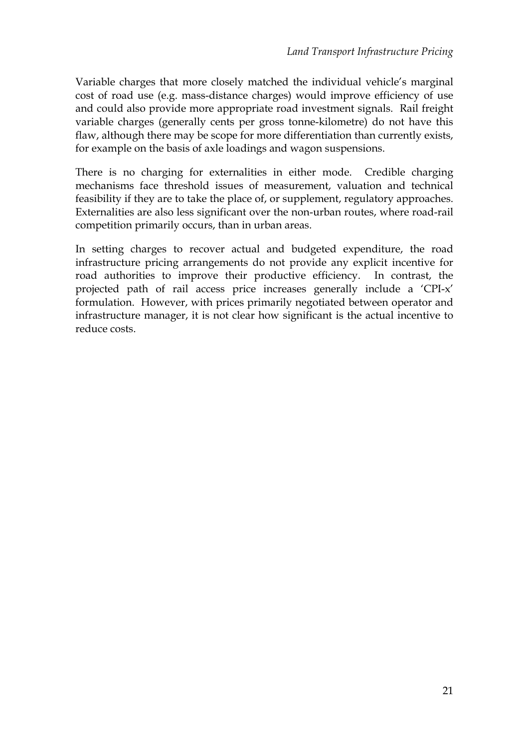Variable charges that more closely matched the individual vehicle's marginal cost of road use (e.g. mass-distance charges) would improve efficiency of use and could also provide more appropriate road investment signals. Rail freight variable charges (generally cents per gross tonne-kilometre) do not have this flaw, although there may be scope for more differentiation than currently exists, for example on the basis of axle loadings and wagon suspensions.

There is no charging for externalities in either mode. Credible charging mechanisms face threshold issues of measurement, valuation and technical feasibility if they are to take the place of, or supplement, regulatory approaches. Externalities are also less significant over the non-urban routes, where road-rail competition primarily occurs, than in urban areas.

In setting charges to recover actual and budgeted expenditure, the road infrastructure pricing arrangements do not provide any explicit incentive for road authorities to improve their productive efficiency. In contrast, the projected path of rail access price increases generally include a 'CPI-x' formulation. However, with prices primarily negotiated between operator and infrastructure manager, it is not clear how significant is the actual incentive to reduce costs.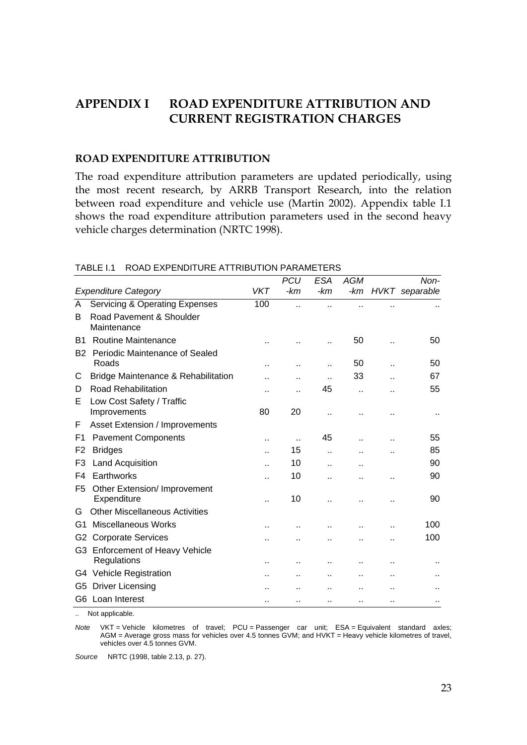# APPENDIX I ROAD EXPENDITURE ATTRIBUTION AND CURRENT REGISTRATION CHARGES

## ROAD EXPENDITURE ATTRIBUTION

The road expenditure attribution parameters are updated periodically, using the most recent research, by ARRB Transport Research, into the relation between road expenditure and vehicle use (Martin 2002). Appendix table I.1 shows the road expenditure attribution parameters used in the second heavy vehicle charges determination (NRTC 1998).

TABLE I.1 ROAD EXPENDITURE ATTRIBUTION PARAMETERS

| | *Expenditure Category* | *VKT* | *PCU -km* | *ESA -km* | *AGM -km* | *HVKT* | *Non-separable* |
|---|---|---|---|---|---|---|---|
| A | Servicing & Operating Expenses | 100 | .. | .. | .. | .. | .. |
| B | Road Pavement & Shoulder Maintenance | | | | | | |
| B1 | Routine Maintenance | .. | .. | .. | 50 | .. | 50 |
| B2 | Periodic Maintenance of Sealed Roads | .. | .. | .. | 50 | .. | 50 |
| C | Bridge Maintenance & Rehabilitation | .. | .. | .. | 33 | .. | 67 |
| D | Road Rehabilitation | .. | .. | 45 | .. | .. | 55 |
| E | Low Cost Safety / Traffic Improvements | 80 | 20 | .. | .. | .. | .. |
| F | Asset Extension / Improvements | | | | | | |
| F1 | Pavement Components | .. | .. | 45 | .. | .. | 55 |
| F2 | Bridges | .. | 15 | .. | .. | .. | 85 |
| F3 | Land Acquisition | .. | 10 | .. | .. | | 90 |
| F4 | Earthworks | .. | 10 | .. | .. | .. | 90 |
| F5 | Other Extension/ Improvement Expenditure | .. | 10 | .. | .. | .. | 90 |
| G | Other Miscellaneous Activities | | | | | | |
| G1 | Miscellaneous Works | .. | .. | .. | .. | .. | 100 |
| G2 | Corporate Services | .. | .. | .. | .. | .. | 100 |
| G3 | Enforcement of Heavy Vehicle Regulations | .. | .. | .. | .. | .. | .. |
| G4 | Vehicle Registration | .. | .. | .. | .. | .. | .. |
| G5 | Driver Licensing | .. | .. | .. | .. | .. | .. |
| G6 | Loan Interest | .. | .. | .. | .. | .. | .. |

.. Not applicable.

*Note* VKT = Vehicle kilometres of travel; PCU = Passenger car unit; ESA = Equivalent standard axles; AGM = Average gross mass for vehicles over 4.5 tonnes GVM; and HVKT = Heavy vehicle kilometres of travel, vehicles over 4.5 tonnes GVM.

*Source* NRTC (1998, table 2.13, p. 27).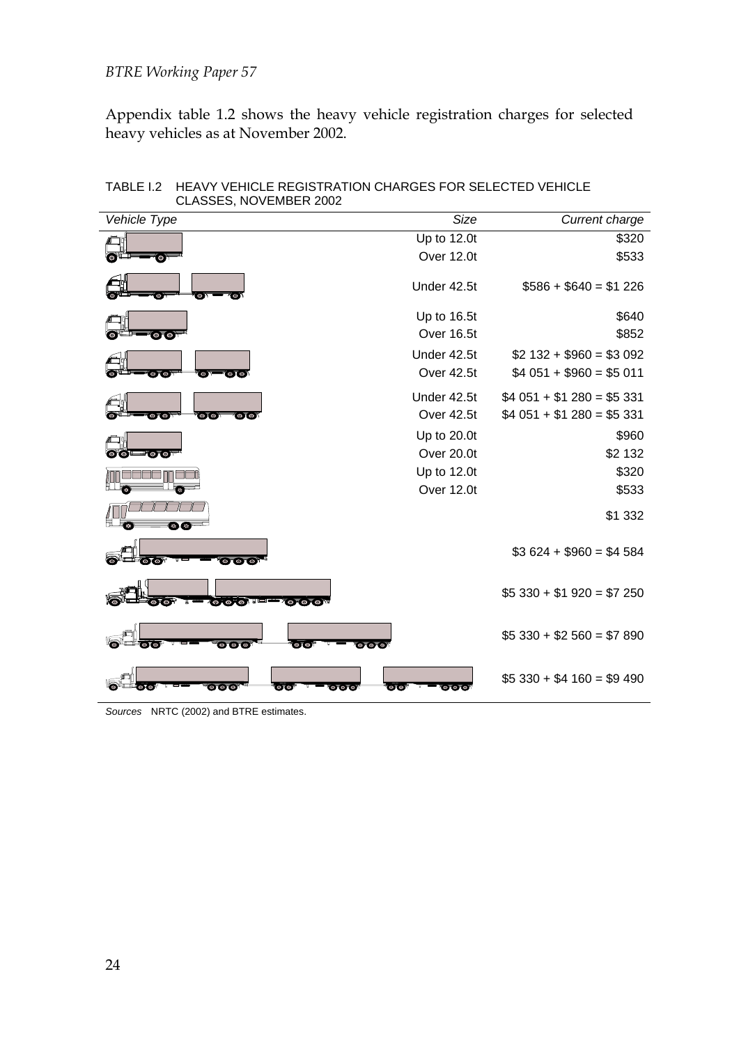Appendix table 1.2 shows the heavy vehicle registration charges for selected heavy vehicles as at November 2002.

TABLE I.2 HEAVY VEHICLE REGISTRATION CHARGES FOR SELECTED VEHICLE CLASSES, NOVEMBER 2002

| *Vehicle Type* | *Size* | *Current charge* |
|---|---|---|
| | Up to 12.0t | \$320 |
| | Over 12.0t | \$533 |
| | Under 42.5t | \$586 + \$640 = \$1 226 |
| | Up to 16.5t | \$640 |
| | Over 16.5t | \$852 |
| | Under 42.5t | \$2 132 + \$960 = \$3 092 |
| | Over 42.5t | \$4 051 + \$960 = \$5 011 |
| | Under 42.5t | \$4 051 + \$1 280 = \$5 331 |
| | Over 42.5t | \$4 051 + \$1 280 = \$5 331 |
| | Up to 20.0t | \$960 |
| | Over 20.0t | \$2 132 |
| | Up to 12.0t | \$320 |
| | Over 12.0t | \$533 |
| | | \$1 332 |
| | | \$3 624 + \$960 = \$4 584 |
| | | \$5 330 + \$1 920 = \$7 250 |
| | | \$5 330 + \$2 560 = \$7 890 |
| | | \$5 330 + \$4 160 = \$9 490 |

*Sources* NRTC (2002) and BTRE estimates.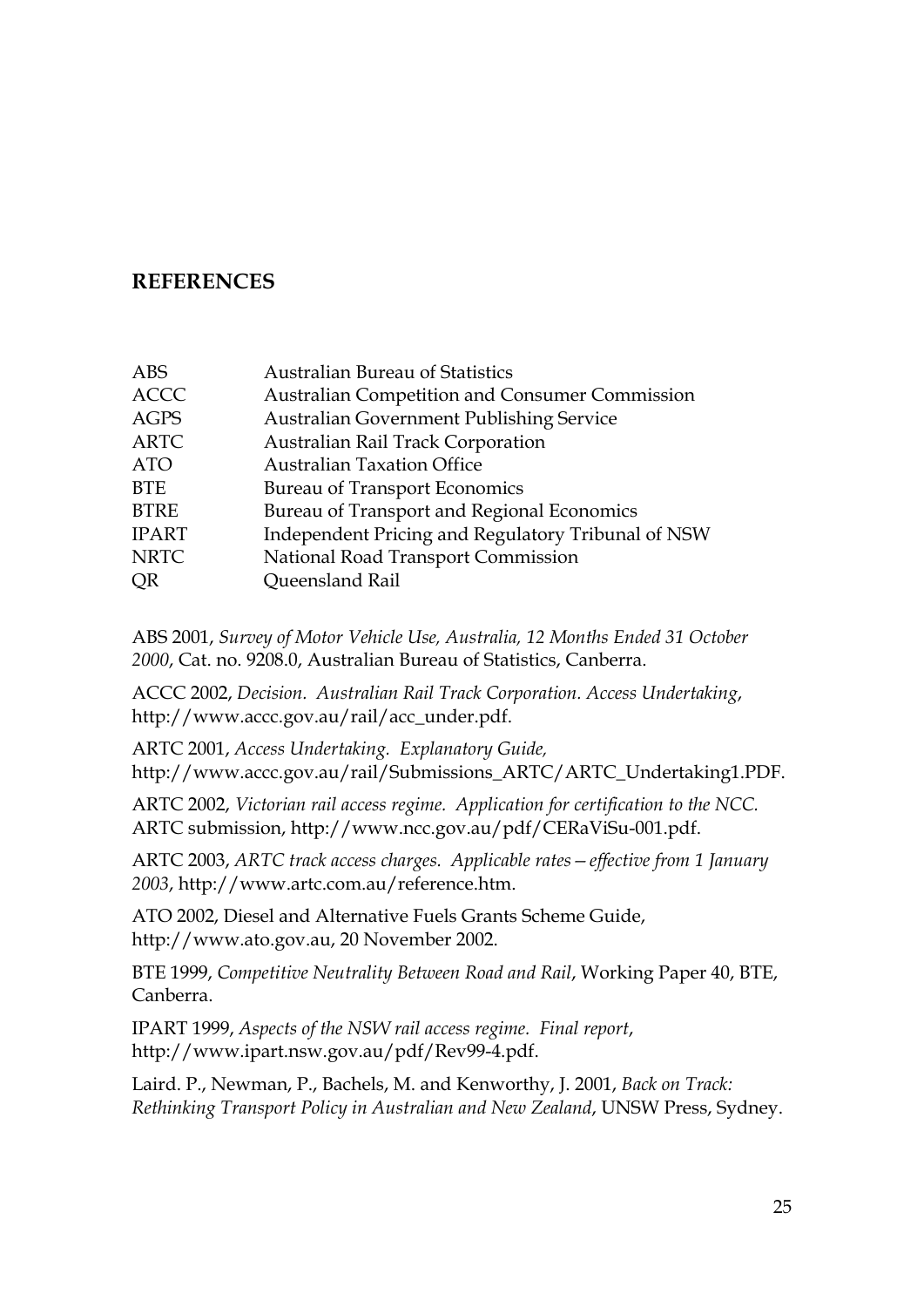## REFERENCES

| | |
|---|---|
| ABS | Australian Bureau of Statistics |
| ACCC | Australian Competition and Consumer Commission |
| AGPS | Australian Government Publishing Service |
| ARTC | Australian Rail Track Corporation |
| ATO | Australian Taxation Office |
| BTE | Bureau of Transport Economics |
| BTRE | Bureau of Transport and Regional Economics |
| IPART | Independent Pricing and Regulatory Tribunal of NSW |
| NRTC | National Road Transport Commission |
| QR | Queensland Rail |

ABS 2001, *Survey of Motor Vehicle Use, Australia, 12 Months Ended 31 October 2000*, Cat. no. 9208.0, Australian Bureau of Statistics, Canberra.

ACCC 2002, *Decision. Australian Rail Track Corporation. Access Undertaking*, http://www.accc.gov.au/rail/acc_under.pdf.

ARTC 2001, *Access Undertaking. Explanatory Guide,* http://www.accc.gov.au/rail/Submissions_ARTC/ARTC_Undertaking1.PDF.

ARTC 2002, *Victorian rail access regime. Application for certification to the NCC.* ARTC submission, http://www.ncc.gov.au/pdf/CERaViSu-001.pdf.

ARTC 2003, *ARTC track access charges. Applicable rates—effective from 1 January 2003*, http://www.artc.com.au/reference.htm.

ATO 2002, Diesel and Alternative Fuels Grants Scheme Guide, http://www.ato.gov.au, 20 November 2002.

BTE 1999, *Competitive Neutrality Between Road and Rail*, Working Paper 40, BTE, Canberra.

IPART 1999, *Aspects of the NSW rail access regime. Final report*, http://www.ipart.nsw.gov.au/pdf/Rev99-4.pdf.

Laird. P., Newman, P., Bachels, M. and Kenworthy, J. 2001, *Back on Track: Rethinking Transport Policy in Australian and New Zealand*, UNSW Press, Sydney.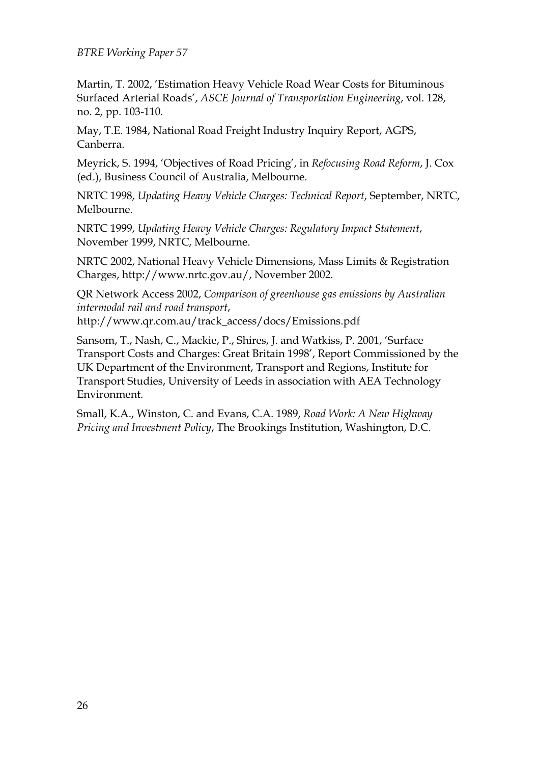Martin, T. 2002, 'Estimation Heavy Vehicle Road Wear Costs for Bituminous Surfaced Arterial Roads', *ASCE Journal of Transportation Engineering*, vol. 128, no. 2, pp. 103-110.

May, T.E. 1984, National Road Freight Industry Inquiry Report, AGPS, Canberra.

Meyrick, S. 1994, 'Objectives of Road Pricing', in *Refocusing Road Reform*, J. Cox (ed.), Business Council of Australia, Melbourne.

NRTC 1998, *Updating Heavy Vehicle Charges: Technical Report*, September, NRTC, Melbourne.

NRTC 1999, *Updating Heavy Vehicle Charges: Regulatory Impact Statement*, November 1999, NRTC, Melbourne.

NRTC 2002, National Heavy Vehicle Dimensions, Mass Limits & Registration Charges, http://www.nrtc.gov.au/, November 2002.

QR Network Access 2002, *Comparison of greenhouse gas emissions by Australian intermodal rail and road transport*, http://www.qr.com.au/track_access/docs/Emissions.pdf

Sansom, T., Nash, C., Mackie, P., Shires, J. and Watkiss, P. 2001, 'Surface Transport Costs and Charges: Great Britain 1998', Report Commissioned by the UK Department of the Environment, Transport and Regions, Institute for Transport Studies, University of Leeds in association with AEA Technology Environment.

Small, K.A., Winston, C. and Evans, C.A. 1989, *Road Work: A New Highway Pricing and Investment Policy*, The Brookings Institution, Washington, D.C.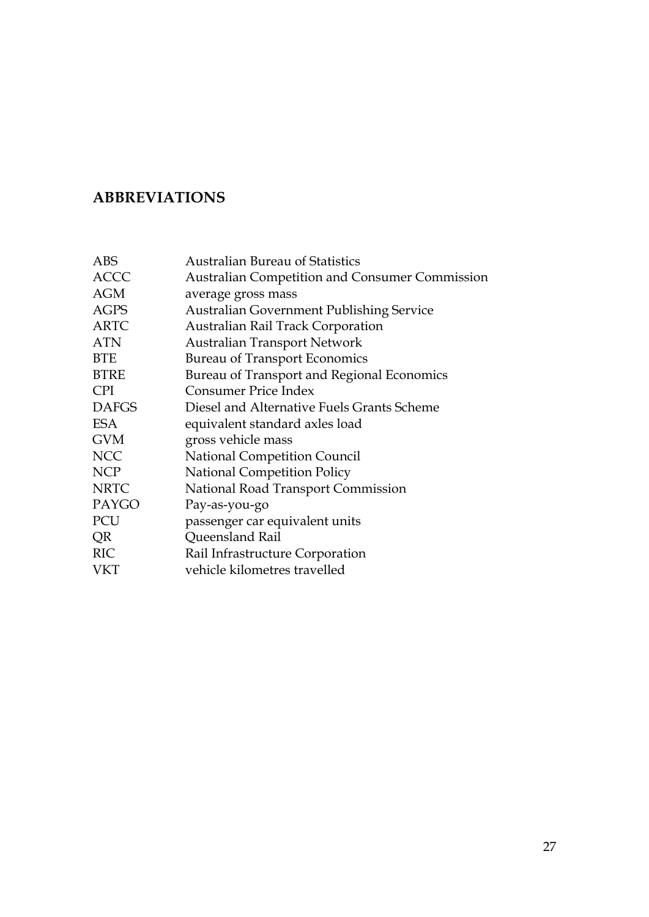## ABBREVIATIONS

| | |
|---|---|
| ABS | Australian Bureau of Statistics |
| ACCC | Australian Competition and Consumer Commission |
| AGM | average gross mass |
| AGPS | Australian Government Publishing Service |
| ARTC | Australian Rail Track Corporation |
| ATN | Australian Transport Network |
| BTE | Bureau of Transport Economics |
| BTRE | Bureau of Transport and Regional Economics |
| CPI | Consumer Price Index |
| DAFGS | Diesel and Alternative Fuels Grants Scheme |
| ESA | equivalent standard axles load |
| GVM | gross vehicle mass |
| NCC | National Competition Council |
| NCP | National Competition Policy |
| NRTC | National Road Transport Commission |
| PAYGO | Pay-as-you-go |
| PCU | passenger car equivalent units |
| QR | Queensland Rail |
| RIC | Rail Infrastructure Corporation |
| VKT | vehicle kilometres travelled |